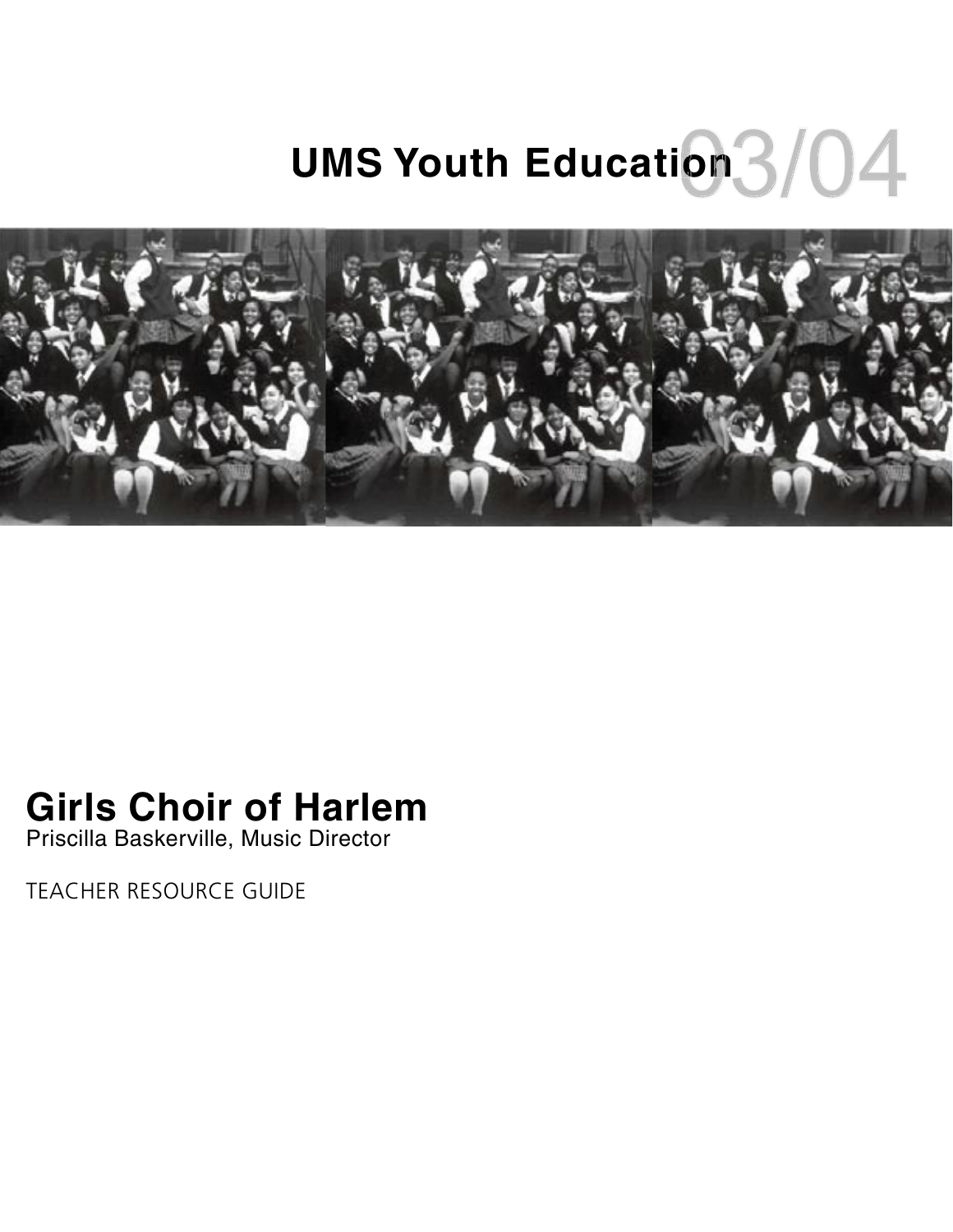# UMS Youth Education 03/04

# Girls Choir of Harlem

Priscilla Baskerville, Music Director

TEACHER RESOURCE GUIDE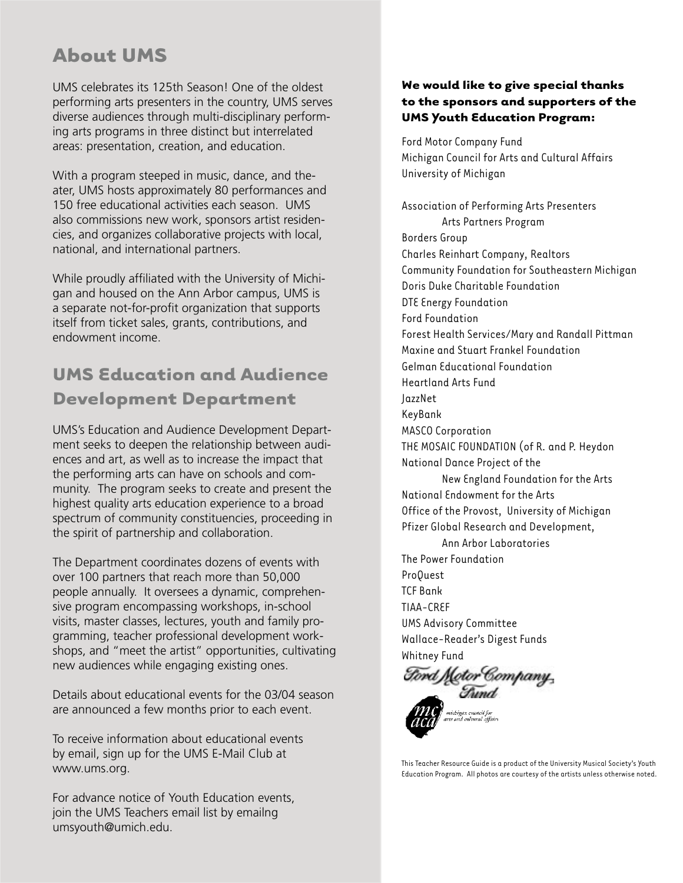## About UMS

UMS celebrates its 125th Season! One of the oldest performing arts presenters in the country, UMS serves diverse audiences through multi-disciplinary performing arts programs in three distinct but interrelated areas: presentation, creation, and education.

With a program steeped in music, dance, and theater, UMS hosts approximately 80 performances and 150 free educational activities each season. UMS also commissions new work, sponsors artist residencies, and organizes collaborative projects with local, national, and international partners.

While proudly affiliated with the University of Michigan and housed on the Ann Arbor campus, UMS is a separate not-for-profit organization that supports itself from ticket sales, grants, contributions, and endowment income.

## UMS Education and Audience Development Department

UMS's Education and Audience Development Department seeks to deepen the relationship between audiences and art, as well as to increase the impact that the performing arts can have on schools and community. The program seeks to create and present the highest quality arts education experience to a broad spectrum of community constituencies, proceeding in the spirit of partnership and collaboration.

The Department coordinates dozens of events with over 100 partners that reach more than 50,000 people annually. It oversees a dynamic, comprehensive program encompassing workshops, in-school visits, master classes, lectures, youth and family programming, teacher professional development workshops, and "meet the artist" opportunities, cultivating new audiences while engaging existing ones.

Details about educational events for the 03/04 season are announced a few months prior to each event.

To receive information about educational events by email, sign up for the UMS E-Mail Club at www.ums.org.

For advance notice of Youth Education events, join the UMS Teachers email list by emailng umsyouth@umich.edu.

**We would like to give special thanks to the sponsors and supporters of the UMS Youth Education Program:**

Ford Motor Company Fund
Michigan Council for Arts and Cultural Affairs
University of Michigan

Association of Performing Arts Presenters
  Arts Partners Program
Borders Group
Charles Reinhart Company, Realtors
Community Foundation for Southeastern Michigan
Doris Duke Charitable Foundation
DTE Energy Foundation
Ford Foundation
Forest Health Services/Mary and Randall Pittman
Maxine and Stuart Frankel Foundation
Gelman Educational Foundation
Heartland Arts Fund
JazzNet
KeyBank
MASCO Corporation
THE MOSAIC FOUNDATION (of R. and P. Heydon
National Dance Project of the
  New England Foundation for the Arts
National Endowment for the Arts
Office of the Provost, University of Michigan
Pfizer Global Research and Development,
  Ann Arbor Laboratories
The Power Foundation
ProQuest
TCF Bank
TIAA-CREF
UMS Advisory Committee
Wallace-Reader's Digest Funds
Whitney Fund

This Teacher Resource Guide is a product of the University Musical Society's Youth Education Program. All photos are courtesy of the artists unless otherwise noted.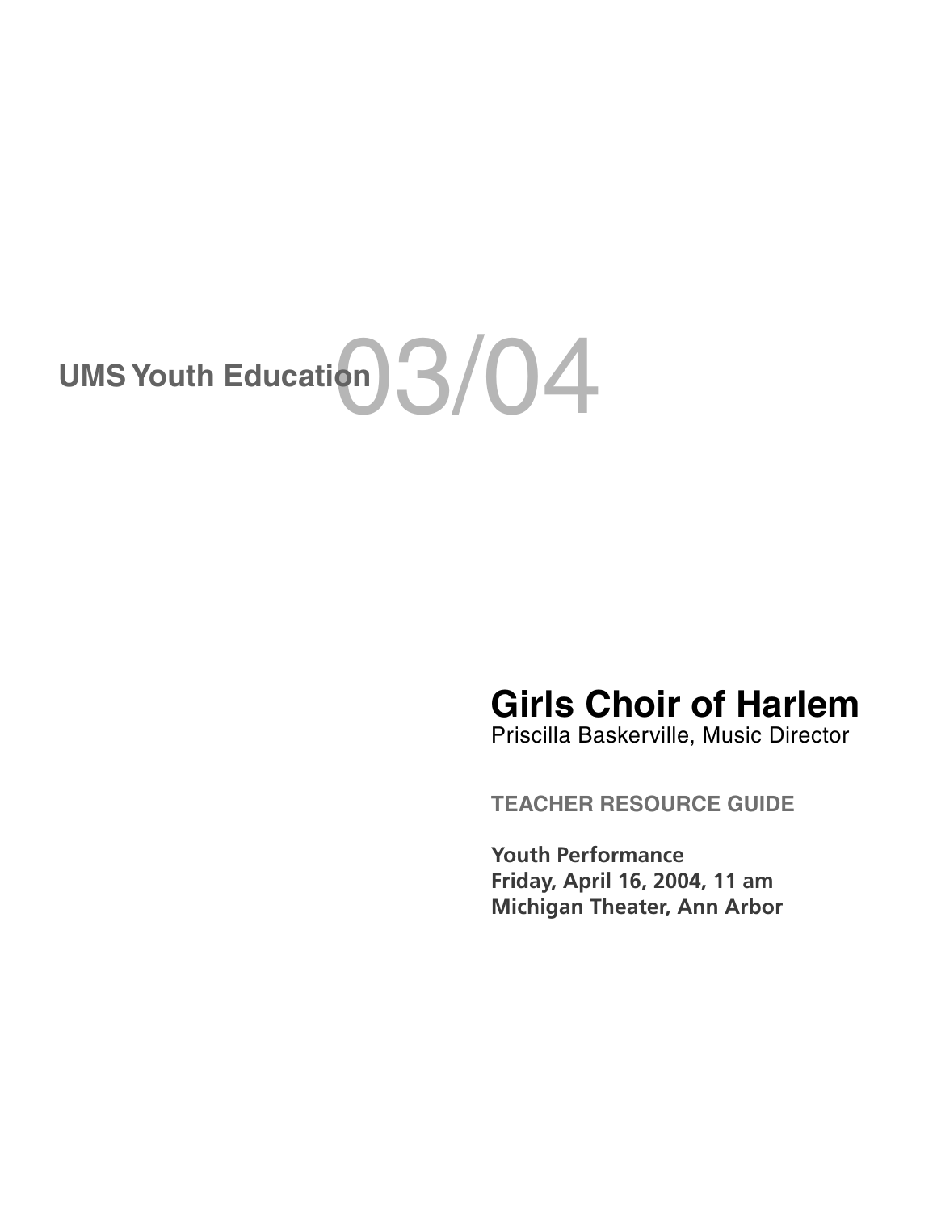UMS Youth Education 03/04

# Girls Choir of Harlem

Priscilla Baskerville, Music Director

**TEACHER RESOURCE GUIDE**

**Youth Performance**
**Friday, April 16, 2004, 11 am**
**Michigan Theater, Ann Arbor**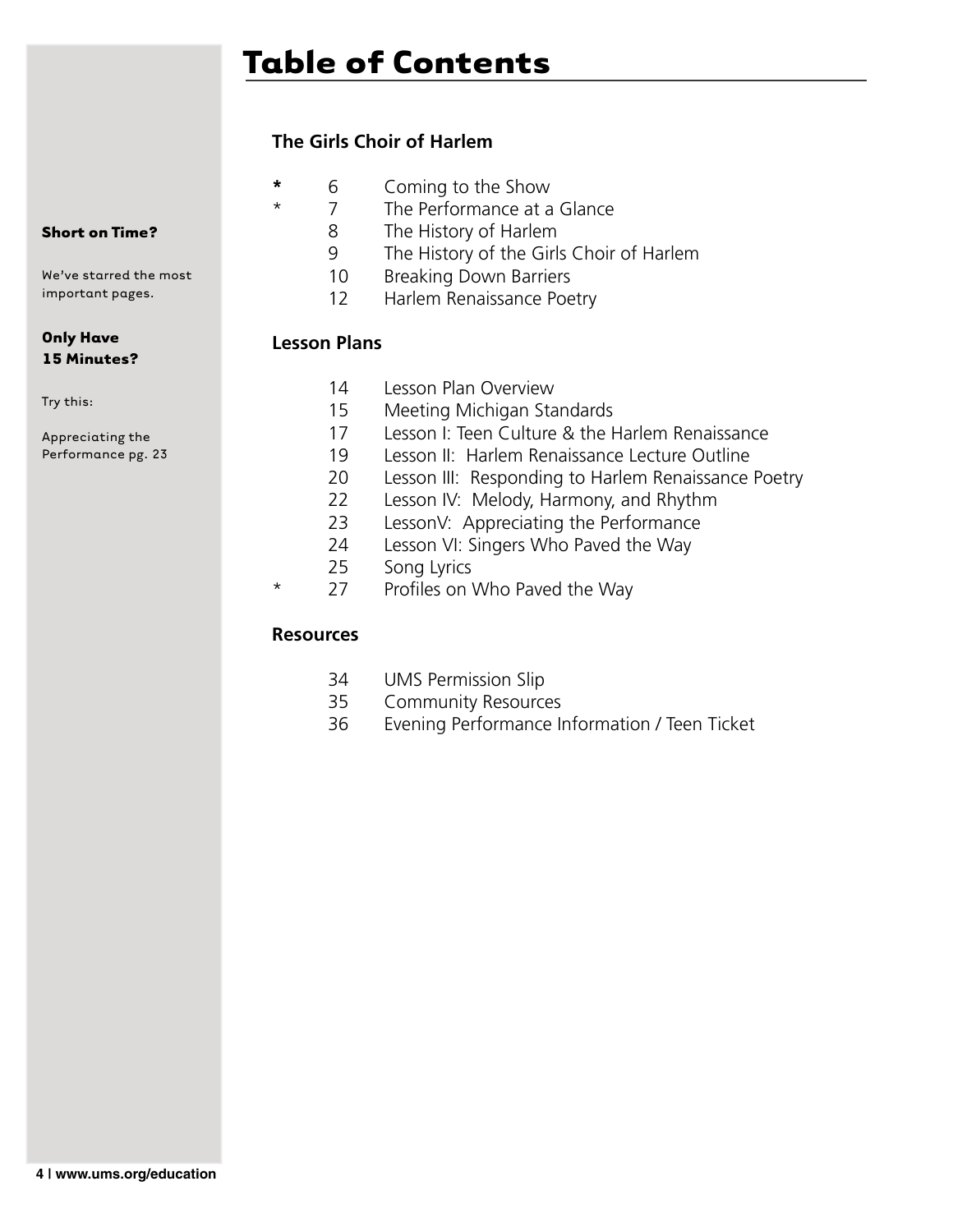# Table of Contents

**Short on Time?**

We've starred the most important pages.

**Only Have 15 Minutes?**

Try this:

Appreciating the Performance pg. 23

## The Girls Choir of Harlem

| | | |
|---|---|---|
| * | 6 | Coming to the Show |
| * | 7 | The Performance at a Glance |
| | 8 | The History of Harlem |
| | 9 | The History of the Girls Choir of Harlem |
| | 10 | Breaking Down Barriers |
| | 12 | Harlem Renaissance Poetry |

## Lesson Plans

| | | |
|---|---|---|
| | 14 | Lesson Plan Overview |
| | 15 | Meeting Michigan Standards |
| | 17 | Lesson I: Teen Culture & the Harlem Renaissance |
| | 19 | Lesson II: Harlem Renaissance Lecture Outline |
| | 20 | Lesson III: Responding to Harlem Renaissance Poetry |
| | 22 | Lesson IV: Melody, Harmony, and Rhythm |
| | 23 | LessonV: Appreciating the Performance |
| | 24 | Lesson VI: Singers Who Paved the Way |
| | 25 | Song Lyrics |
| * | 27 | Profiles on Who Paved the Way |

## Resources

| | | |
|---|---|---|
| | 34 | UMS Permission Slip |
| | 35 | Community Resources |
| | 36 | Evening Performance Information / Teen Ticket |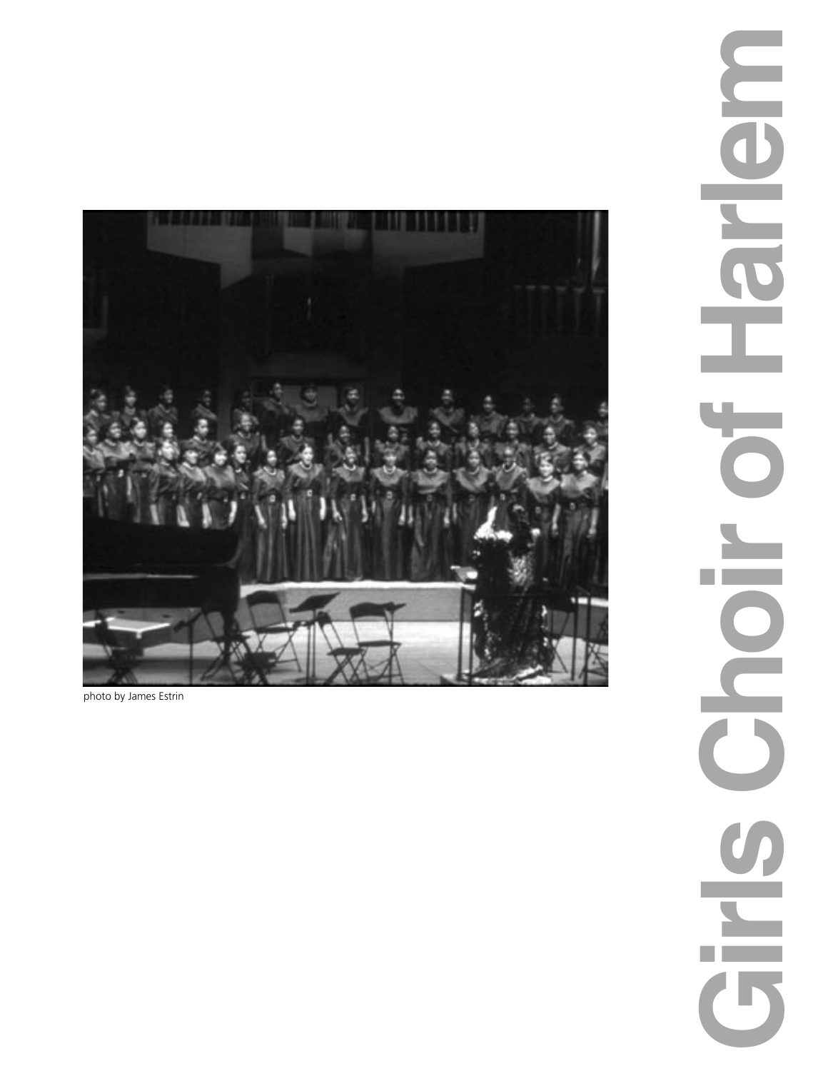photo by James Estrin

# Girls Choir of Harlem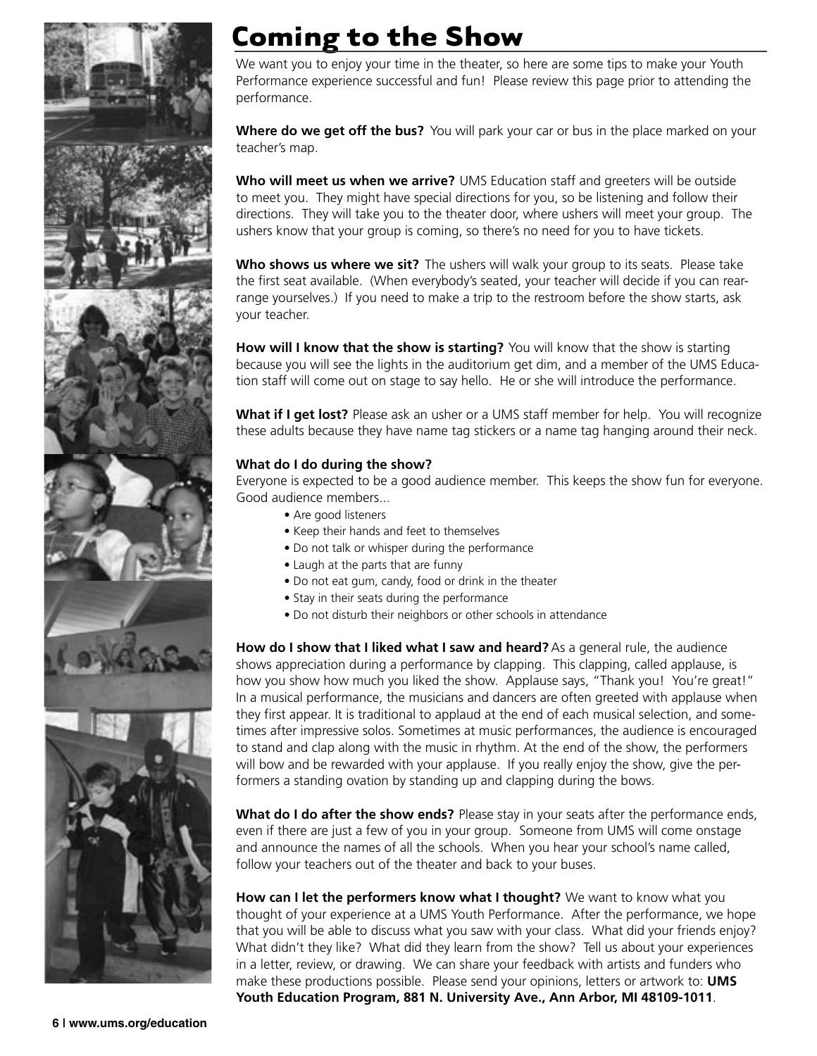# Coming to the Show

We want you to enjoy your time in the theater, so here are some tips to make your Youth Performance experience successful and fun! Please review this page prior to attending the performance.

**Where do we get off the bus?** You will park your car or bus in the place marked on your teacher's map.

**Who will meet us when we arrive?** UMS Education staff and greeters will be outside to meet you. They might have special directions for you, so be listening and follow their directions. They will take you to the theater door, where ushers will meet your group. The ushers know that your group is coming, so there's no need for you to have tickets.

**Who shows us where we sit?** The ushers will walk your group to its seats. Please take the first seat available. (When everybody's seated, your teacher will decide if you can rearrange yourselves.) If you need to make a trip to the restroom before the show starts, ask your teacher.

**How will I know that the show is starting?** You will know that the show is starting because you will see the lights in the auditorium get dim, and a member of the UMS Education staff will come out on stage to say hello. He or she will introduce the performance.

**What if I get lost?** Please ask an usher or a UMS staff member for help. You will recognize these adults because they have name tag stickers or a name tag hanging around their neck.

**What do I do during the show?**
Everyone is expected to be a good audience member. This keeps the show fun for everyone. Good audience members...

- Are good listeners
- Keep their hands and feet to themselves
- Do not talk or whisper during the performance
- Laugh at the parts that are funny
- Do not eat gum, candy, food or drink in the theater
- Stay in their seats during the performance
- Do not disturb their neighbors or other schools in attendance

**How do I show that I liked what I saw and heard?** As a general rule, the audience shows appreciation during a performance by clapping. This clapping, called applause, is how you show how much you liked the show. Applause says, "Thank you! You're great!" In a musical performance, the musicians and dancers are often greeted with applause when they first appear. It is traditional to applaud at the end of each musical selection, and sometimes after impressive solos. Sometimes at music performances, the audience is encouraged to stand and clap along with the music in rhythm. At the end of the show, the performers will bow and be rewarded with your applause. If you really enjoy the show, give the performers a standing ovation by standing up and clapping during the bows.

**What do I do after the show ends?** Please stay in your seats after the performance ends, even if there are just a few of you in your group. Someone from UMS will come onstage and announce the names of all the schools. When you hear your school's name called, follow your teachers out of the theater and back to your buses.

**How can I let the performers know what I thought?** We want to know what you thought of your experience at a UMS Youth Performance. After the performance, we hope that you will be able to discuss what you saw with your class. What did your friends enjoy? What didn't they like? What did they learn from the show? Tell us about your experiences in a letter, review, or drawing. We can share your feedback with artists and funders who make these productions possible. Please send your opinions, letters or artwork to: **UMS Youth Education Program, 881 N. University Ave., Ann Arbor, MI 48109-1011**.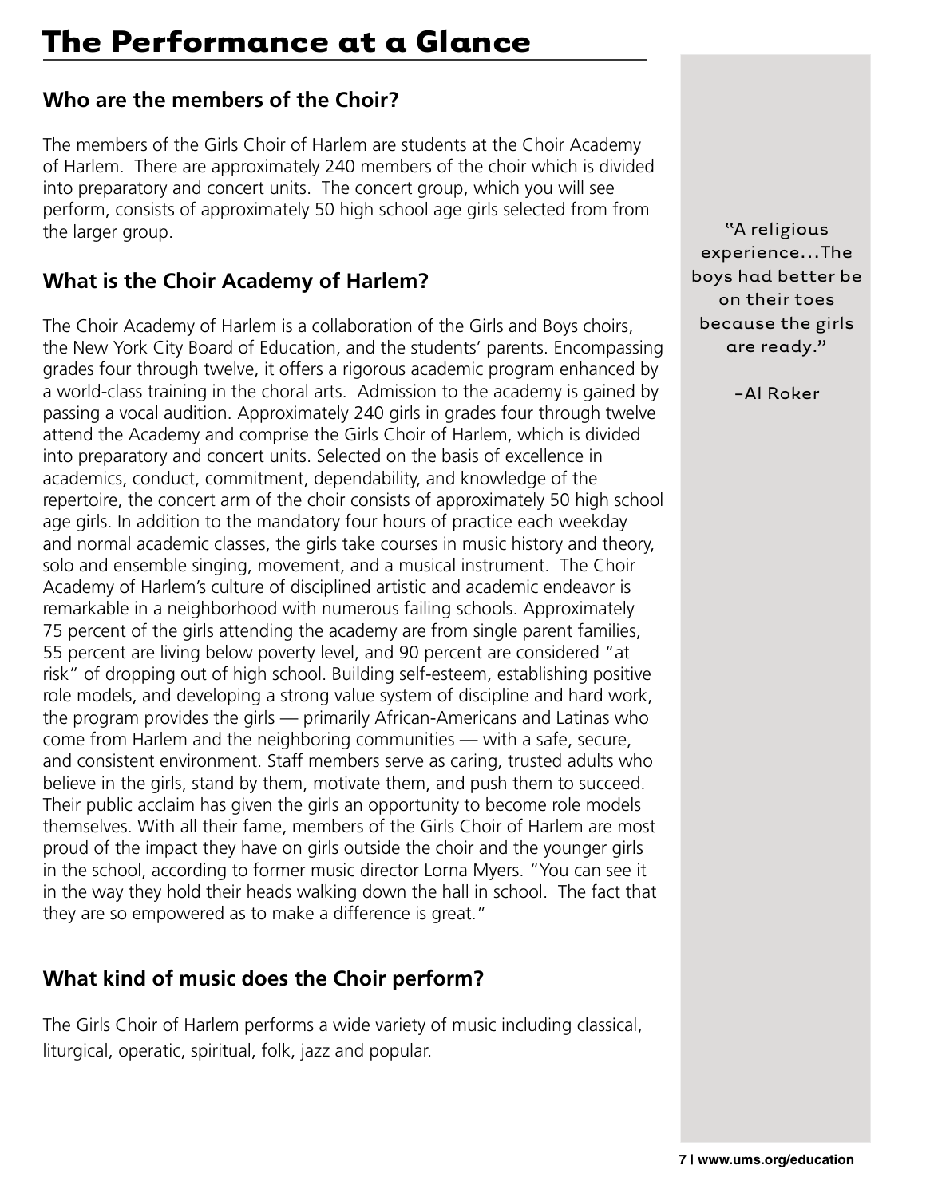# The Performance at a Glance

## Who are the members of the Choir?

The members of the Girls Choir of Harlem are students at the Choir Academy of Harlem. There are approximately 240 members of the choir which is divided into preparatory and concert units. The concert group, which you will see perform, consists of approximately 50 high school age girls selected from from the larger group.

## What is the Choir Academy of Harlem?

The Choir Academy of Harlem is a collaboration of the Girls and Boys choirs, the New York City Board of Education, and the students' parents. Encompassing grades four through twelve, it offers a rigorous academic program enhanced by a world-class training in the choral arts. Admission to the academy is gained by passing a vocal audition. Approximately 240 girls in grades four through twelve attend the Academy and comprise the Girls Choir of Harlem, which is divided into preparatory and concert units. Selected on the basis of excellence in academics, conduct, commitment, dependability, and knowledge of the repertoire, the concert arm of the choir consists of approximately 50 high school age girls. In addition to the mandatory four hours of practice each weekday and normal academic classes, the girls take courses in music history and theory, solo and ensemble singing, movement, and a musical instrument. The Choir Academy of Harlem's culture of disciplined artistic and academic endeavor is remarkable in a neighborhood with numerous failing schools. Approximately 75 percent of the girls attending the academy are from single parent families, 55 percent are living below poverty level, and 90 percent are considered "at risk" of dropping out of high school. Building self-esteem, establishing positive role models, and developing a strong value system of discipline and hard work, the program provides the girls — primarily African-Americans and Latinas who come from Harlem and the neighboring communities — with a safe, secure, and consistent environment. Staff members serve as caring, trusted adults who believe in the girls, stand by them, motivate them, and push them to succeed. Their public acclaim has given the girls an opportunity to become role models themselves. With all their fame, members of the Girls Choir of Harlem are most proud of the impact they have on girls outside the choir and the younger girls in the school, according to former music director Lorna Myers. "You can see it in the way they hold their heads walking down the hall in school. The fact that they are so empowered as to make a difference is great."

> "A religious experience...The boys had better be on their toes because the girls are ready."
>
> –Al Roker

## What kind of music does the Choir perform?

The Girls Choir of Harlem performs a wide variety of music including classical, liturgical, operatic, spiritual, folk, jazz and popular.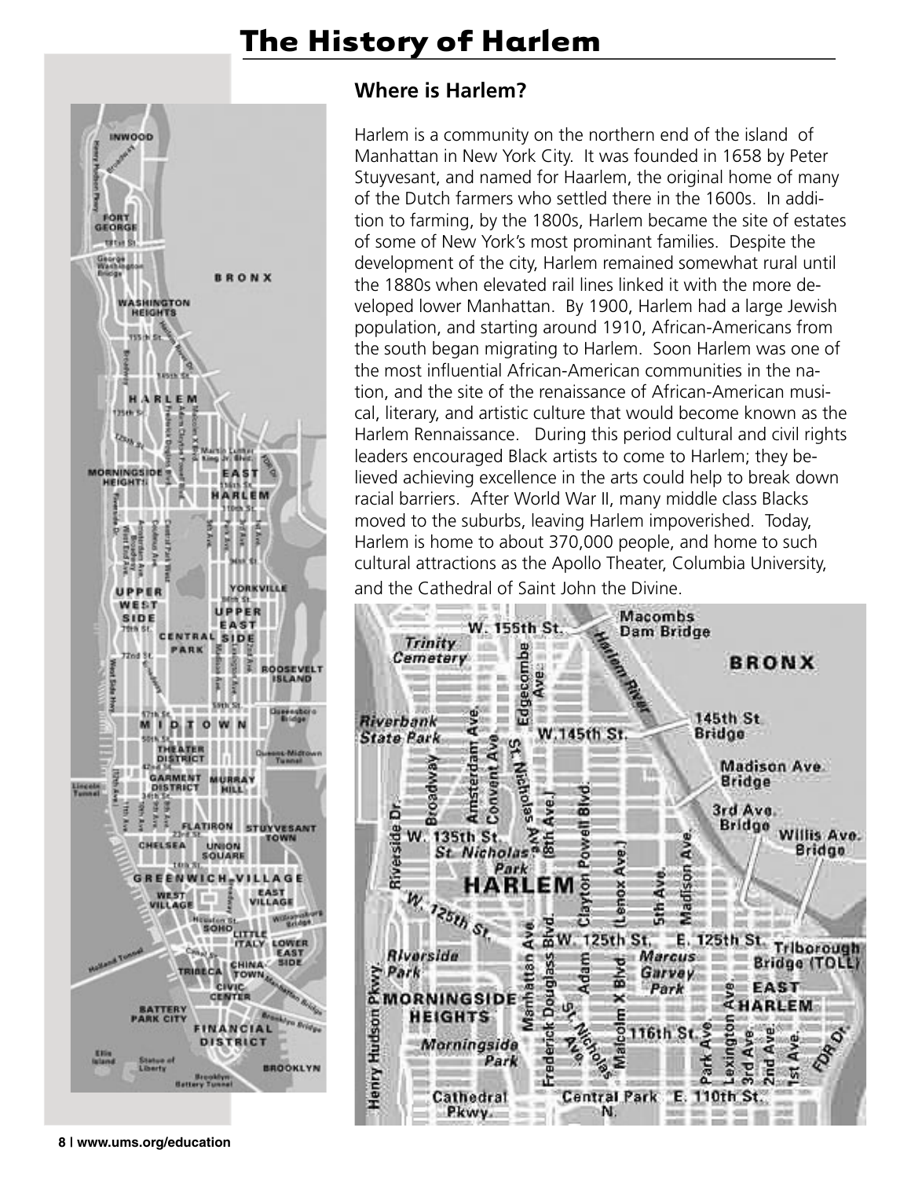# The History of Harlem

## Where is Harlem?

Harlem is a community on the northern end of the island of Manhattan in New York City. It was founded in 1658 by Peter Stuyvesant, and named for Haarlem, the original home of many of the Dutch farmers who settled there in the 1600s. In addition to farming, by the 1800s, Harlem became the site of estates of some of New York's most prominant families. Despite the development of the city, Harlem remained somewhat rural until the 1880s when elevated rail lines linked it with the more developed lower Manhattan. By 1900, Harlem had a large Jewish population, and starting around 1910, African-Americans from the south began migrating to Harlem. Soon Harlem was one of the most influential African-American communities in the nation, and the site of the renaissance of African-American musical, literary, and artistic culture that would become known as the Harlem Rennaissance. During this period cultural and civil rights leaders encouraged Black artists to come to Harlem; they believed achieving excellence in the arts could help to break down racial barriers. After World War II, many middle class Blacks moved to the suburbs, leaving Harlem impoverished. Today, Harlem is home to about 370,000 people, and home to such cultural attractions as the Apollo Theater, Columbia University, and the Cathedral of Saint John the Divine.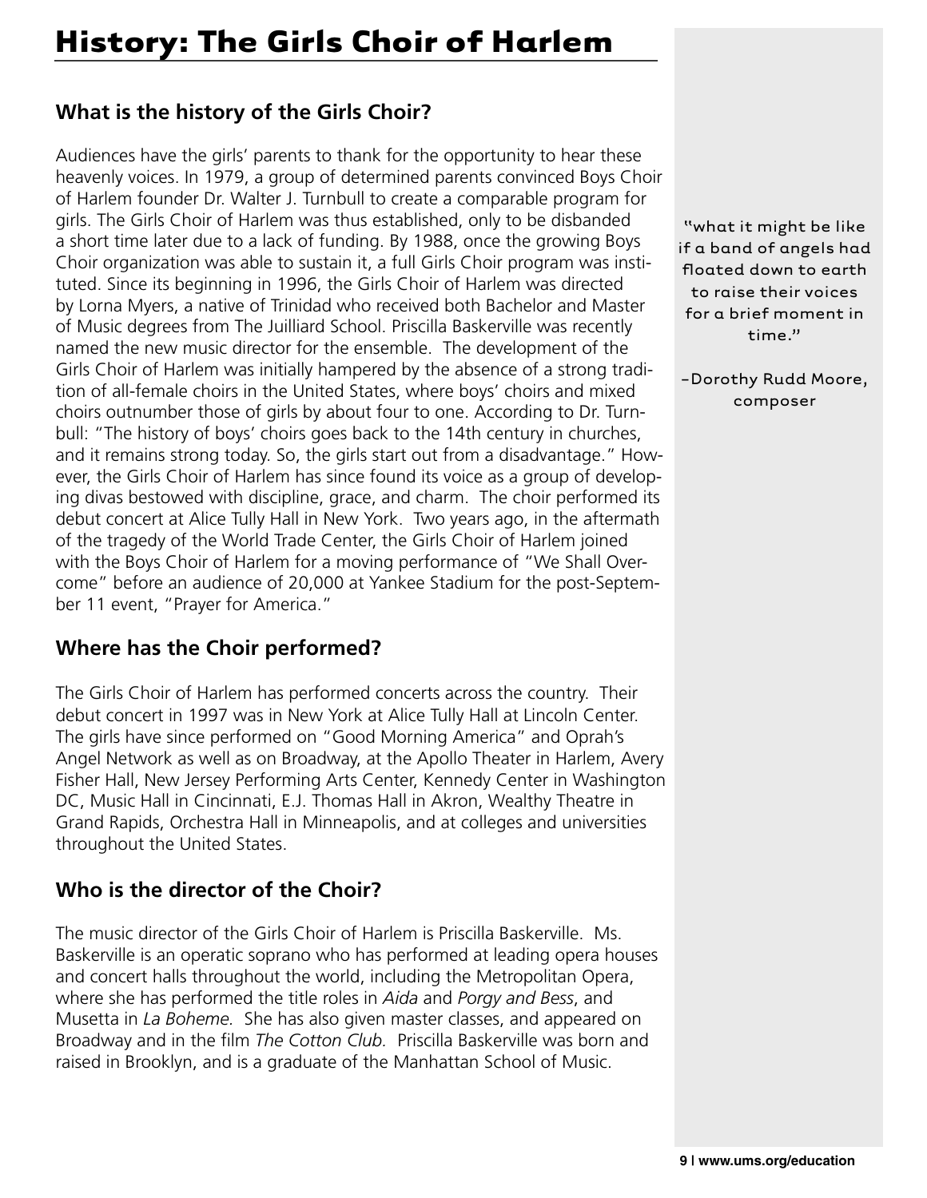# History: The Girls Choir of Harlem

## What is the history of the Girls Choir?

Audiences have the girls' parents to thank for the opportunity to hear these heavenly voices. In 1979, a group of determined parents convinced Boys Choir of Harlem founder Dr. Walter J. Turnbull to create a comparable program for girls. The Girls Choir of Harlem was thus established, only to be disbanded a short time later due to a lack of funding. By 1988, once the growing Boys Choir organization was able to sustain it, a full Girls Choir program was instituted. Since its beginning in 1996, the Girls Choir of Harlem was directed by Lorna Myers, a native of Trinidad who received both Bachelor and Master of Music degrees from The Juilliard School. Priscilla Baskerville was recently named the new music director for the ensemble. The development of the Girls Choir of Harlem was initially hampered by the absence of a strong tradition of all-female choirs in the United States, where boys' choirs and mixed choirs outnumber those of girls by about four to one. According to Dr. Turnbull: "The history of boys' choirs goes back to the 14th century in churches, and it remains strong today. So, the girls start out from a disadvantage." However, the Girls Choir of Harlem has since found its voice as a group of developing divas bestowed with discipline, grace, and charm. The choir performed its debut concert at Alice Tully Hall in New York. Two years ago, in the aftermath of the tragedy of the World Trade Center, the Girls Choir of Harlem joined with the Boys Choir of Harlem for a moving performance of "We Shall Overcome" before an audience of 20,000 at Yankee Stadium for the post-September 11 event, "Prayer for America."

> "what it might be like if a band of angels had floated down to earth to raise their voices for a brief moment in time."
>
> -Dorothy Rudd Moore, composer

## Where has the Choir performed?

The Girls Choir of Harlem has performed concerts across the country. Their debut concert in 1997 was in New York at Alice Tully Hall at Lincoln Center. The girls have since performed on "Good Morning America" and Oprah's Angel Network as well as on Broadway, at the Apollo Theater in Harlem, Avery Fisher Hall, New Jersey Performing Arts Center, Kennedy Center in Washington DC, Music Hall in Cincinnati, E.J. Thomas Hall in Akron, Wealthy Theatre in Grand Rapids, Orchestra Hall in Minneapolis, and at colleges and universities throughout the United States.

## Who is the director of the Choir?

The music director of the Girls Choir of Harlem is Priscilla Baskerville. Ms. Baskerville is an operatic soprano who has performed at leading opera houses and concert halls throughout the world, including the Metropolitan Opera, where she has performed the title roles in *Aida* and *Porgy and Bess*, and Musetta in *La Boheme*. She has also given master classes, and appeared on Broadway and in the film *The Cotton Club*. Priscilla Baskerville was born and raised in Brooklyn, and is a graduate of the Manhattan School of Music.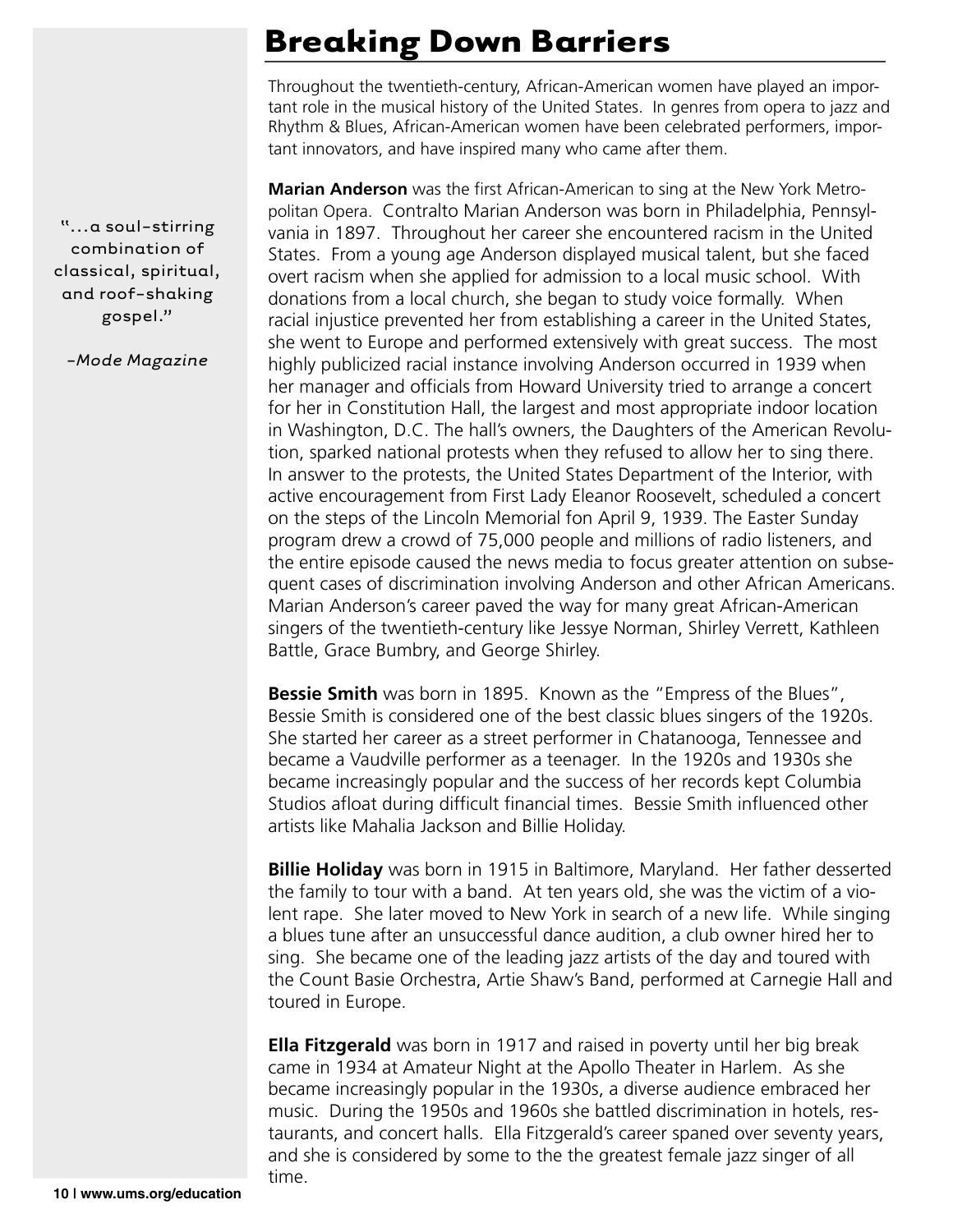# Breaking Down Barriers

Throughout the twentieth-century, African-American women have played an important role in the musical history of the United States. In genres from opera to jazz and Rhythm & Blues, African-American women have been celebrated performers, important innovators, and have inspired many who came after them.

"...a soul-stirring combination of classical, spiritual, and roof-shaking gospel."

*-Mode Magazine*

**Marian Anderson** was the first African-American to sing at the New York Metropolitan Opera. Contralto Marian Anderson was born in Philadelphia, Pennsylvania in 1897. Throughout her career she encountered racism in the United States. From a young age Anderson displayed musical talent, but she faced overt racism when she applied for admission to a local music school. With donations from a local church, she began to study voice formally. When racial injustice prevented her from establishing a career in the United States, she went to Europe and performed extensively with great success. The most highly publicized racial instance involving Anderson occurred in 1939 when her manager and officials from Howard University tried to arrange a concert for her in Constitution Hall, the largest and most appropriate indoor location in Washington, D.C. The hall's owners, the Daughters of the American Revolution, sparked national protests when they refused to allow her to sing there. In answer to the protests, the United States Department of the Interior, with active encouragement from First Lady Eleanor Roosevelt, scheduled a concert on the steps of the Lincoln Memorial fon April 9, 1939. The Easter Sunday program drew a crowd of 75,000 people and millions of radio listeners, and the entire episode caused the news media to focus greater attention on subsequent cases of discrimination involving Anderson and other African Americans. Marian Anderson's career paved the way for many great African-American singers of the twentieth-century like Jessye Norman, Shirley Verrett, Kathleen Battle, Grace Bumbry, and George Shirley.

**Bessie Smith** was born in 1895. Known as the "Empress of the Blues", Bessie Smith is considered one of the best classic blues singers of the 1920s. She started her career as a street performer in Chatanooga, Tennessee and became a Vaudville performer as a teenager. In the 1920s and 1930s she became increasingly popular and the success of her records kept Columbia Studios afloat during difficult financial times. Bessie Smith influenced other artists like Mahalia Jackson and Billie Holiday.

**Billie Holiday** was born in 1915 in Baltimore, Maryland. Her father desserted the family to tour with a band. At ten years old, she was the victim of a violent rape. She later moved to New York in search of a new life. While singing a blues tune after an unsuccessful dance audition, a club owner hired her to sing. She became one of the leading jazz artists of the day and toured with the Count Basie Orchestra, Artie Shaw's Band, performed at Carnegie Hall and toured in Europe.

**Ella Fitzgerald** was born in 1917 and raised in poverty until her big break came in 1934 at Amateur Night at the Apollo Theater in Harlem. As she became increasingly popular in the 1930s, a diverse audience embraced her music. During the 1950s and 1960s she battled discrimination in hotels, restaurants, and concert halls. Ella Fitzgerald's career spaned over seventy years, and she is considered by some to the the greatest female jazz singer of all time.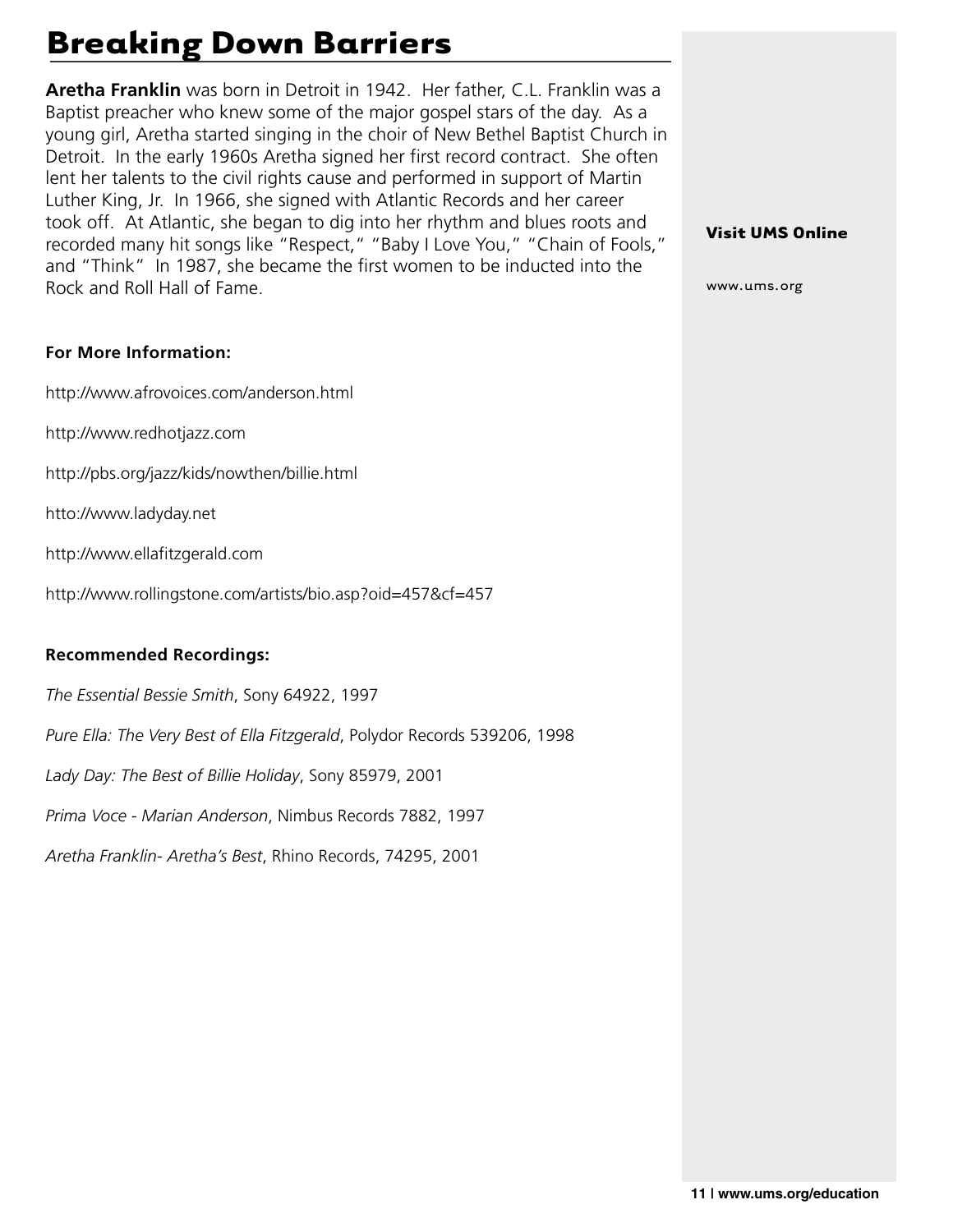# Breaking Down Barriers

**Aretha Franklin** was born in Detroit in 1942. Her father, C.L. Franklin was a Baptist preacher who knew some of the major gospel stars of the day. As a young girl, Aretha started singing in the choir of New Bethel Baptist Church in Detroit. In the early 1960s Aretha signed her first record contract. She often lent her talents to the civil rights cause and performed in support of Martin Luther King, Jr. In 1966, she signed with Atlantic Records and her career took off. At Atlantic, she began to dig into her rhythm and blues roots and recorded many hit songs like "Respect," "Baby I Love You," "Chain of Fools," and "Think" In 1987, she became the first women to be inducted into the Rock and Roll Hall of Fame.

**For More Information:**

http://www.afrovoices.com/anderson.html

http://www.redhotjazz.com

http://pbs.org/jazz/kids/nowthen/billie.html

htto://www.ladyday.net

http://www.ellafitzgerald.com

http://www.rollingstone.com/artists/bio.asp?oid=457&cf=457

**Recommended Recordings:**

*The Essential Bessie Smith*, Sony 64922, 1997

*Pure Ella: The Very Best of Ella Fitzgerald*, Polydor Records 539206, 1998

*Lady Day: The Best of Billie Holiday*, Sony 85979, 2001

*Prima Voce - Marian Anderson*, Nimbus Records 7882, 1997

*Aretha Franklin- Aretha's Best*, Rhino Records, 74295, 2001

**Visit UMS Online**

www.ums.org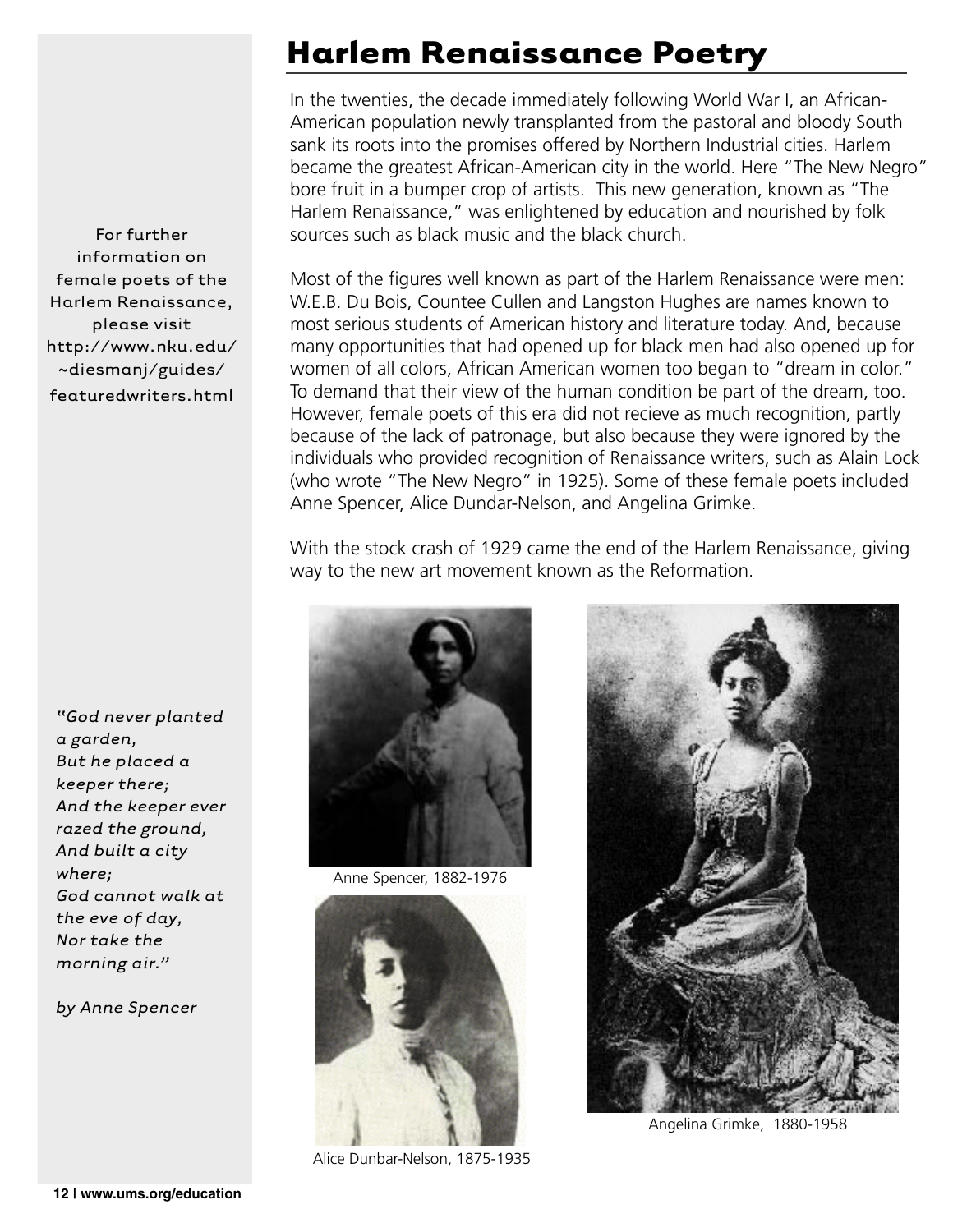# Harlem Renaissance Poetry

In the twenties, the decade immediately following World War I, an African-American population newly transplanted from the pastoral and bloody South sank its roots into the promises offered by Northern Industrial cities. Harlem became the greatest African-American city in the world. Here "The New Negro" bore fruit in a bumper crop of artists. This new generation, known as "The Harlem Renaissance," was enlightened by education and nourished by folk sources such as black music and the black church.

Most of the figures well known as part of the Harlem Renaissance were men: W.E.B. Du Bois, Countee Cullen and Langston Hughes are names known to most serious students of American history and literature today. And, because many opportunities that had opened up for black men had also opened up for women of all colors, African American women too began to "dream in color." To demand that their view of the human condition be part of the dream, too. However, female poets of this era did not recieve as much recognition, partly because of the lack of patronage, but also because they were ignored by the individuals who provided recognition of Renaissance writers, such as Alain Lock (who wrote "The New Negro" in 1925). Some of these female poets included Anne Spencer, Alice Dundar-Nelson, and Angelina Grimke.

With the stock crash of 1929 came the end of the Harlem Renaissance, giving way to the new art movement known as the Reformation.

For further information on female poets of the Harlem Renaissance, please visit http://www.nku.edu/~diesmanj/guides/featuredwriters.html

*"God never planted a garden,*
*But he placed a keeper there;*
*And the keeper ever razed the ground,*
*And built a city where;*
*God cannot walk at the eve of day,*
*Nor take the morning air."*

*by Anne Spencer*

Anne Spencer, 1882-1976

Alice Dunbar-Nelson, 1875-1935

Angelina Grimke, 1880-1958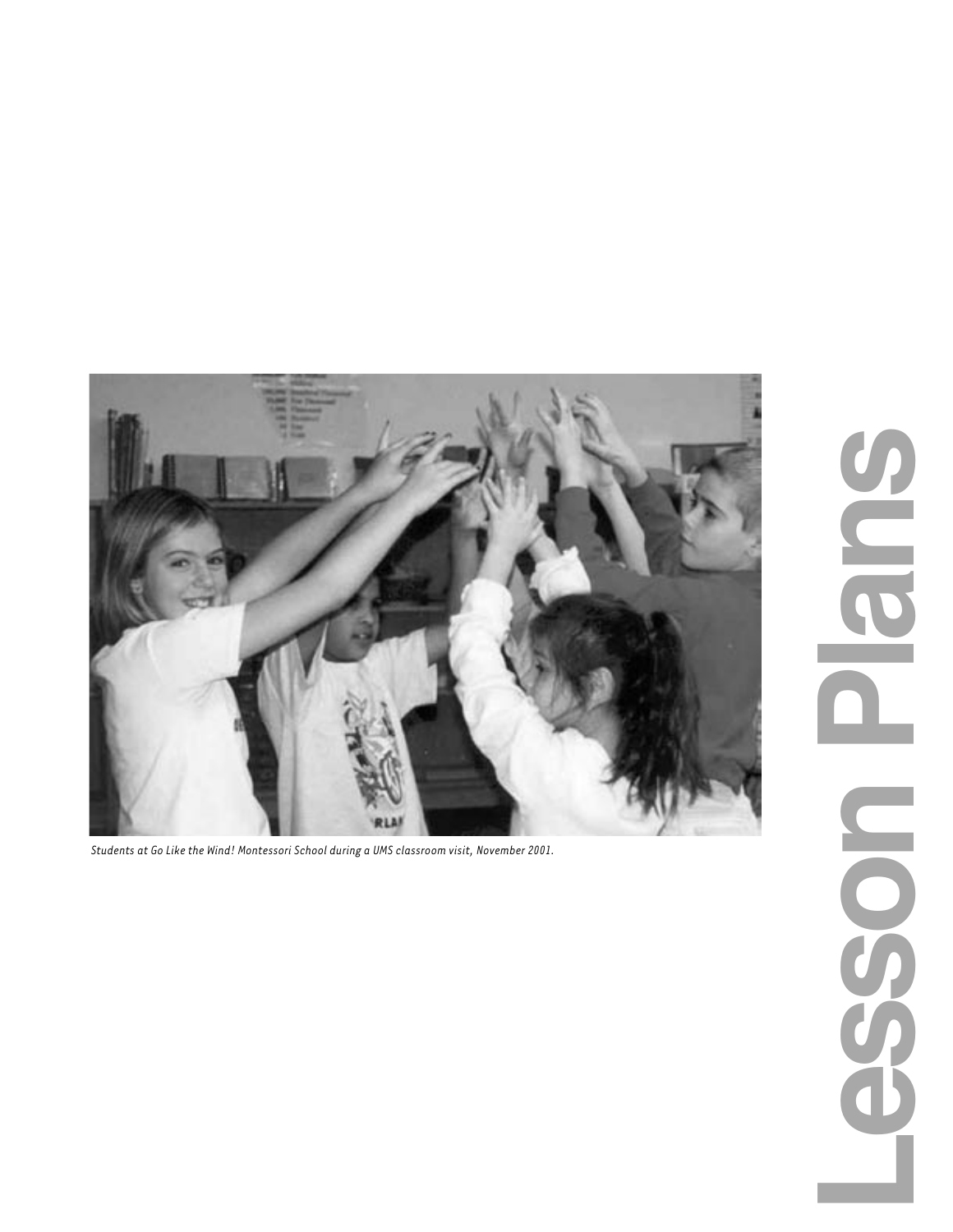Students at Go Like the Wind! Montessori School during a UMS classroom visit, November 2001.

# Lesson Plans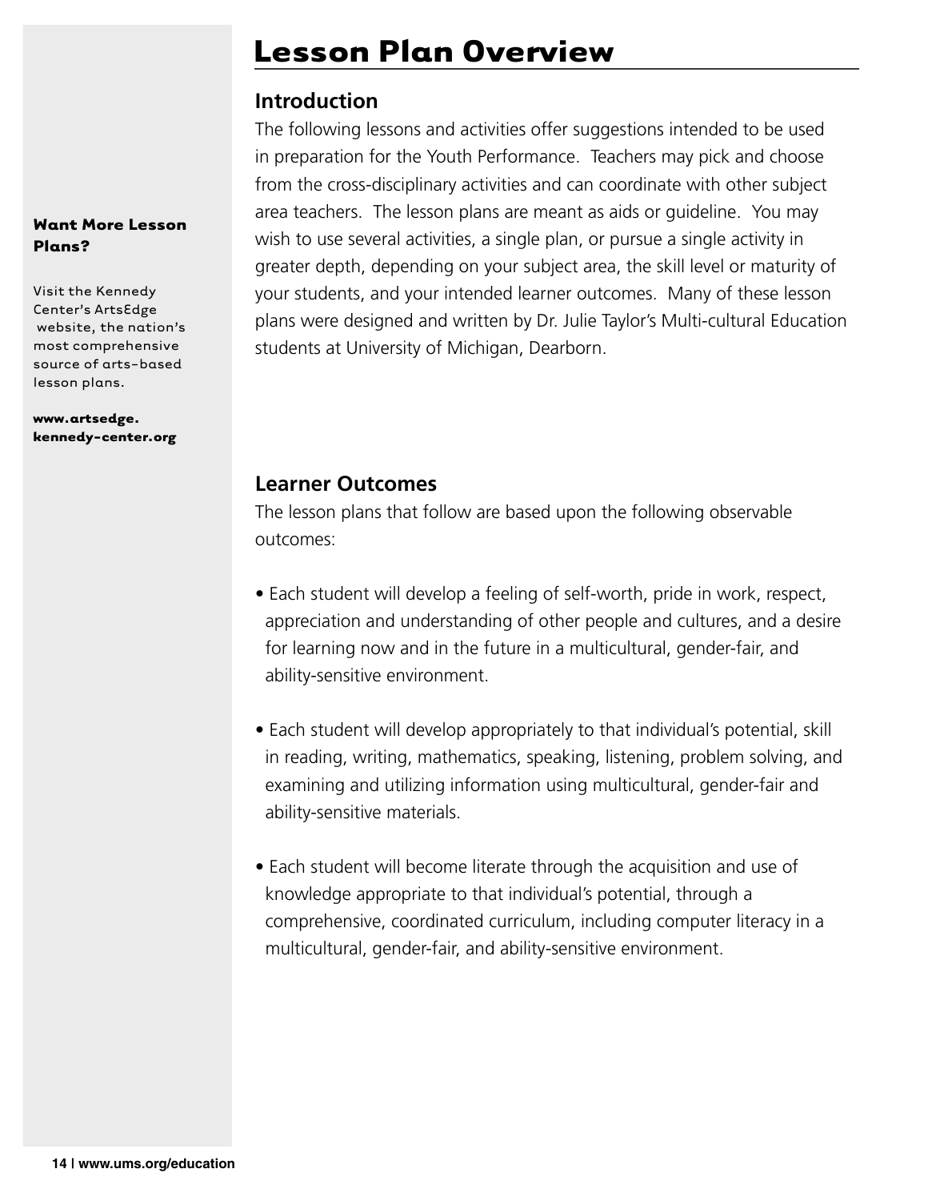# Lesson Plan Overview

**Want More Lesson Plans?**

Visit the Kennedy Center's ArtsEdge website, the nation's most comprehensive source of arts-based lesson plans.

**www.artsedge.kennedy-center.org**

## Introduction

The following lessons and activities offer suggestions intended to be used in preparation for the Youth Performance. Teachers may pick and choose from the cross-disciplinary activities and can coordinate with other subject area teachers. The lesson plans are meant as aids or guideline. You may wish to use several activities, a single plan, or pursue a single activity in greater depth, depending on your subject area, the skill level or maturity of your students, and your intended learner outcomes. Many of these lesson plans were designed and written by Dr. Julie Taylor's Multi-cultural Education students at University of Michigan, Dearborn.

## Learner Outcomes

The lesson plans that follow are based upon the following observable outcomes:

- Each student will develop a feeling of self-worth, pride in work, respect, appreciation and understanding of other people and cultures, and a desire for learning now and in the future in a multicultural, gender-fair, and ability-sensitive environment.
- Each student will develop appropriately to that individual's potential, skill in reading, writing, mathematics, speaking, listening, problem solving, and examining and utilizing information using multicultural, gender-fair and ability-sensitive materials.
- Each student will become literate through the acquisition and use of knowledge appropriate to that individual's potential, through a comprehensive, coordinated curriculum, including computer literacy in a multicultural, gender-fair, and ability-sensitive environment.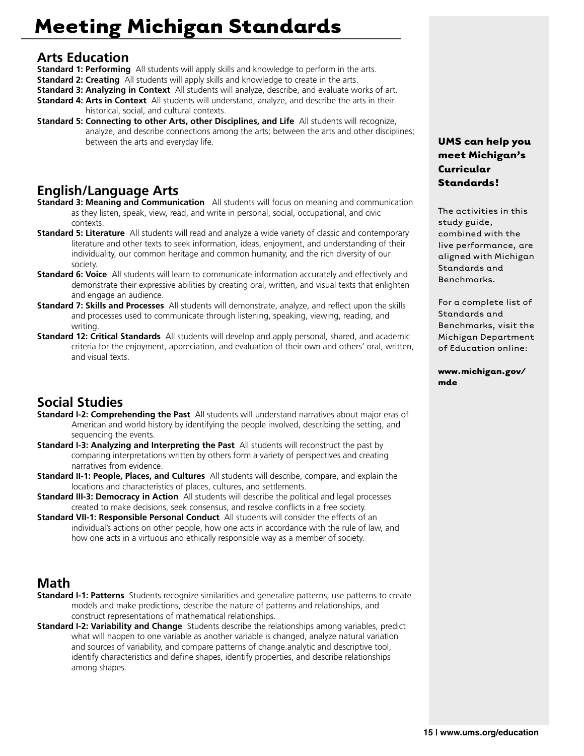# Meeting Michigan Standards

## Arts Education

**Standard 1: Performing** All students will apply skills and knowledge to perform in the arts.

**Standard 2: Creating** All students will apply skills and knowledge to create in the arts.

**Standard 3: Analyzing in Context** All students will analyze, describe, and evaluate works of art.

**Standard 4: Arts in Context** All students will understand, analyze, and describe the arts in their historical, social, and cultural contexts.

**Standard 5: Connecting to other Arts, other Disciplines, and Life** All students will recognize, analyze, and describe connections among the arts; between the arts and other disciplines; between the arts and everyday life.

## English/Language Arts

**Standard 3: Meaning and Communication** All students will focus on meaning and communication as they listen, speak, view, read, and write in personal, social, occupational, and civic contexts.

**Standard 5: Literature** All students will read and analyze a wide variety of classic and contemporary literature and other texts to seek information, ideas, enjoyment, and understanding of their individuality, our common heritage and common humanity, and the rich diversity of our society.

**Standard 6: Voice** All students will learn to communicate information accurately and effectively and demonstrate their expressive abilities by creating oral, written, and visual texts that enlighten and engage an audience.

**Standard 7: Skills and Processes** All students will demonstrate, analyze, and reflect upon the skills and processes used to communicate through listening, speaking, viewing, reading, and writing.

**Standard 12: Critical Standards** All students will develop and apply personal, shared, and academic criteria for the enjoyment, appreciation, and evaluation of their own and others' oral, written, and visual texts.

## Social Studies

**Standard I-2: Comprehending the Past** All students will understand narratives about major eras of American and world history by identifying the people involved, describing the setting, and sequencing the events.

**Standard I-3: Analyzing and Interpreting the Past** All students will reconstruct the past by comparing interpretations written by others form a variety of perspectives and creating narratives from evidence.

**Standard II-1: People, Places, and Cultures** All students will describe, compare, and explain the locations and characteristics of places, cultures, and settlements.

**Standard III-3: Democracy in Action** All students will describe the political and legal processes created to make decisions, seek consensus, and resolve conflicts in a free society.

**Standard VII-1: Responsible Personal Conduct** All students will consider the effects of an individual's actions on other people, how one acts in accordance with the rule of law, and how one acts in a virtuous and ethically responsible way as a member of society.

## Math

**Standard I-1: Patterns** Students recognize similarities and generalize patterns, use patterns to create models and make predictions, describe the nature of patterns and relationships, and construct representations of mathematical relationships.

**Standard I-2: Variability and Change** Students describe the relationships among variables, predict what will happen to one variable as another variable is changed, analyze natural variation and sources of variability, and compare patterns of change.analytic and descriptive tool, identify characteristics and define shapes, identify properties, and describe relationships among shapes.

**UMS can help you meet Michigan's Curricular Standards!**

The activities in this study guide, combined with the live performance, are aligned with Michigan Standards and Benchmarks.

For a complete list of Standards and Benchmarks, visit the Michigan Department of Education online:

**www.michigan.gov/mde**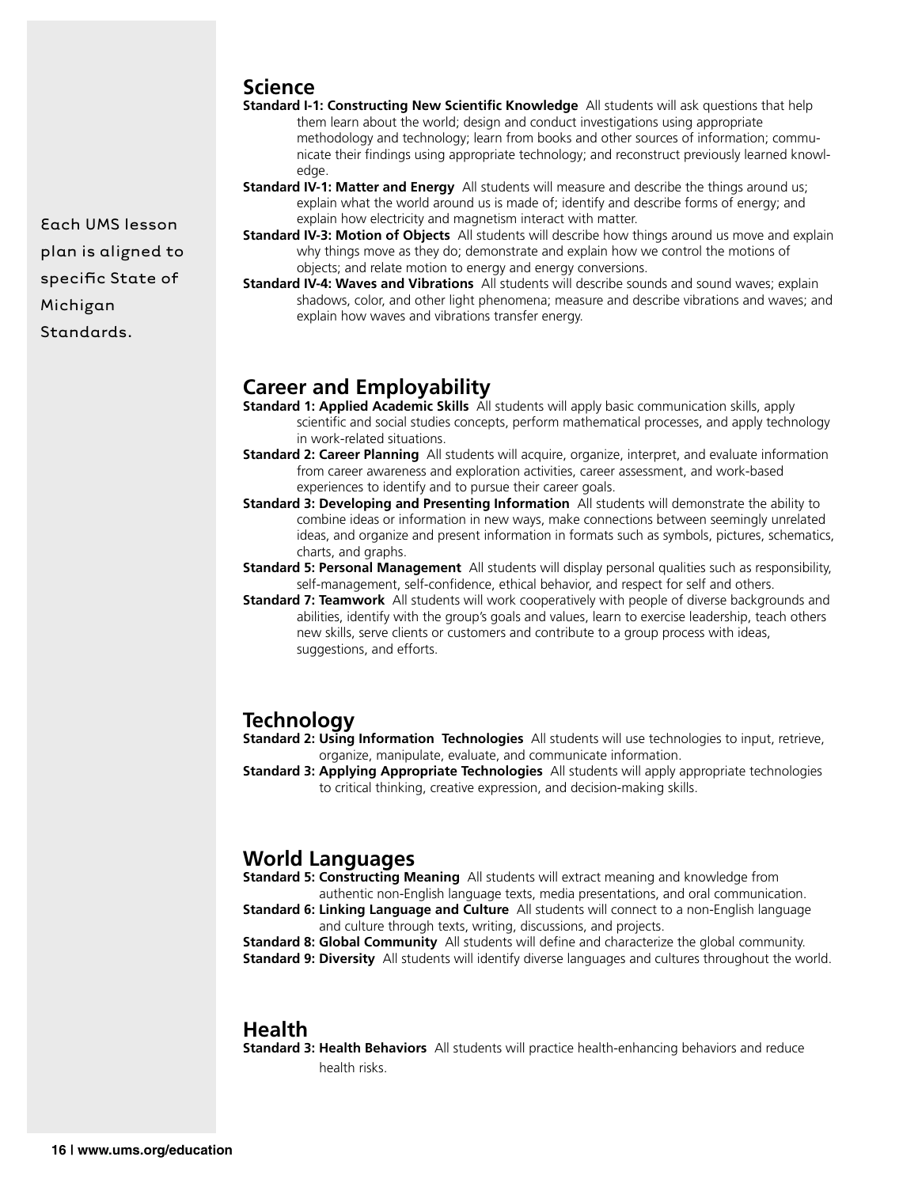Each UMS lesson plan is aligned to specific State of Michigan Standards.

## Science

**Standard I-1: Constructing New Scientific Knowledge** All students will ask questions that help them learn about the world; design and conduct investigations using appropriate methodology and technology; learn from books and other sources of information; communicate their findings using appropriate technology; and reconstruct previously learned knowledge.

**Standard IV-1: Matter and Energy** All students will measure and describe the things around us; explain what the world around us is made of; identify and describe forms of energy; and explain how electricity and magnetism interact with matter.

**Standard IV-3: Motion of Objects** All students will describe how things around us move and explain why things move as they do; demonstrate and explain how we control the motions of objects; and relate motion to energy and energy conversions.

**Standard IV-4: Waves and Vibrations** All students will describe sounds and sound waves; explain shadows, color, and other light phenomena; measure and describe vibrations and waves; and explain how waves and vibrations transfer energy.

## Career and Employability

**Standard 1: Applied Academic Skills** All students will apply basic communication skills, apply scientific and social studies concepts, perform mathematical processes, and apply technology in work-related situations.

**Standard 2: Career Planning** All students will acquire, organize, interpret, and evaluate information from career awareness and exploration activities, career assessment, and work-based experiences to identify and to pursue their career goals.

**Standard 3: Developing and Presenting Information** All students will demonstrate the ability to combine ideas or information in new ways, make connections between seemingly unrelated ideas, and organize and present information in formats such as symbols, pictures, schematics, charts, and graphs.

**Standard 5: Personal Management** All students will display personal qualities such as responsibility, self-management, self-confidence, ethical behavior, and respect for self and others.

**Standard 7: Teamwork** All students will work cooperatively with people of diverse backgrounds and abilities, identify with the group's goals and values, learn to exercise leadership, teach others new skills, serve clients or customers and contribute to a group process with ideas, suggestions, and efforts.

## Technology

**Standard 2: Using Information Technologies** All students will use technologies to input, retrieve, organize, manipulate, evaluate, and communicate information.

**Standard 3: Applying Appropriate Technologies** All students will apply appropriate technologies to critical thinking, creative expression, and decision-making skills.

## World Languages

**Standard 5: Constructing Meaning** All students will extract meaning and knowledge from authentic non-English language texts, media presentations, and oral communication.

**Standard 6: Linking Language and Culture** All students will connect to a non-English language and culture through texts, writing, discussions, and projects.

**Standard 8: Global Community** All students will define and characterize the global community.

**Standard 9: Diversity** All students will identify diverse languages and cultures throughout the world.

## Health

**Standard 3: Health Behaviors** All students will practice health-enhancing behaviors and reduce health risks.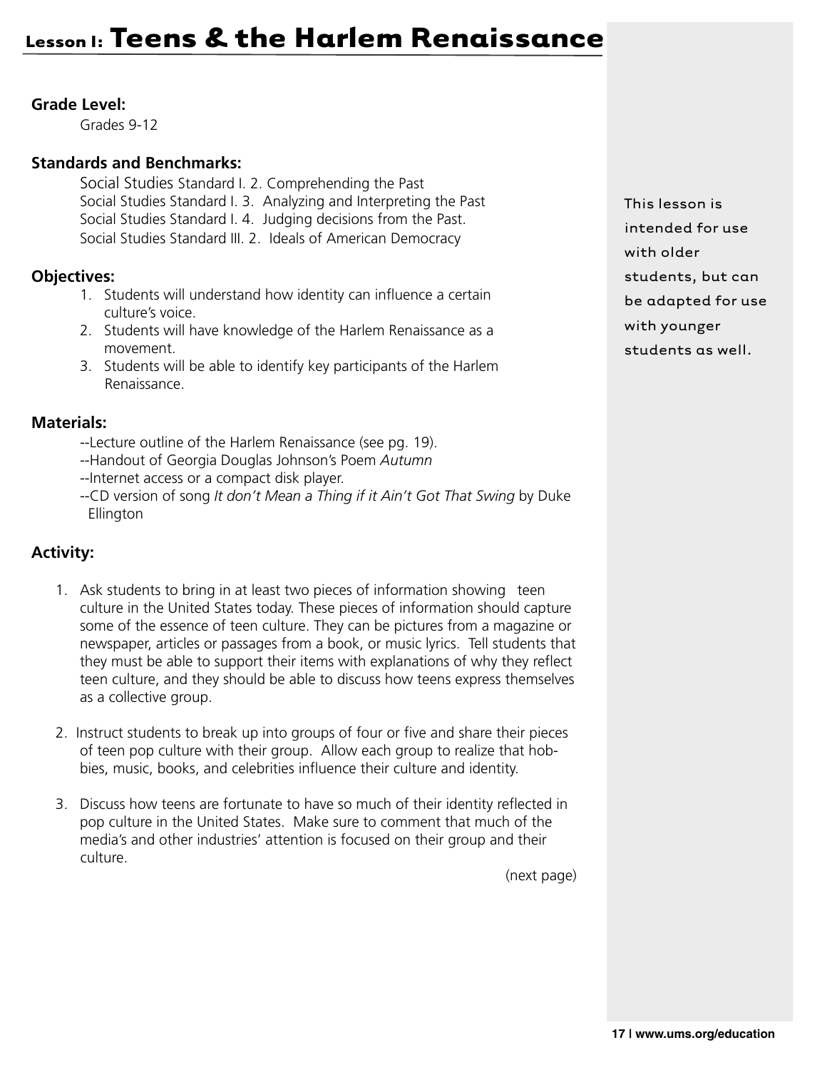# Lesson I: Teens & the Harlem Renaissance

**Grade Level:**

Grades 9-12

**Standards and Benchmarks:**

Social Studies Standard I. 2. Comprehending the Past
Social Studies Standard I. 3. Analyzing and Interpreting the Past
Social Studies Standard I. 4. Judging decisions from the Past.
Social Studies Standard III. 2. Ideals of American Democracy

**Objectives:**

1. Students will understand how identity can influence a certain culture's voice.
2. Students will have knowledge of the Harlem Renaissance as a movement.
3. Students will be able to identify key participants of the Harlem Renaissance.

**Materials:**

--Lecture outline of the Harlem Renaissance (see pg. 19).
--Handout of Georgia Douglas Johnson's Poem *Autumn*
--Internet access or a compact disk player.
--CD version of song *It don't Mean a Thing if it Ain't Got That Swing* by Duke Ellington

**Activity:**

1. Ask students to bring in at least two pieces of information showing teen culture in the United States today. These pieces of information should capture some of the essence of teen culture. They can be pictures from a magazine or newspaper, articles or passages from a book, or music lyrics. Tell students that they must be able to support their items with explanations of why they reflect teen culture, and they should be able to discuss how teens express themselves as a collective group.

2. Instruct students to break up into groups of four or five and share their pieces of teen pop culture with their group. Allow each group to realize that hobbies, music, books, and celebrities influence their culture and identity.

3. Discuss how teens are fortunate to have so much of their identity reflected in pop culture in the United States. Make sure to comment that much of the media's and other industries' attention is focused on their group and their culture.

(next page)

This lesson is intended for use with older students, but can be adapted for use with younger students as well.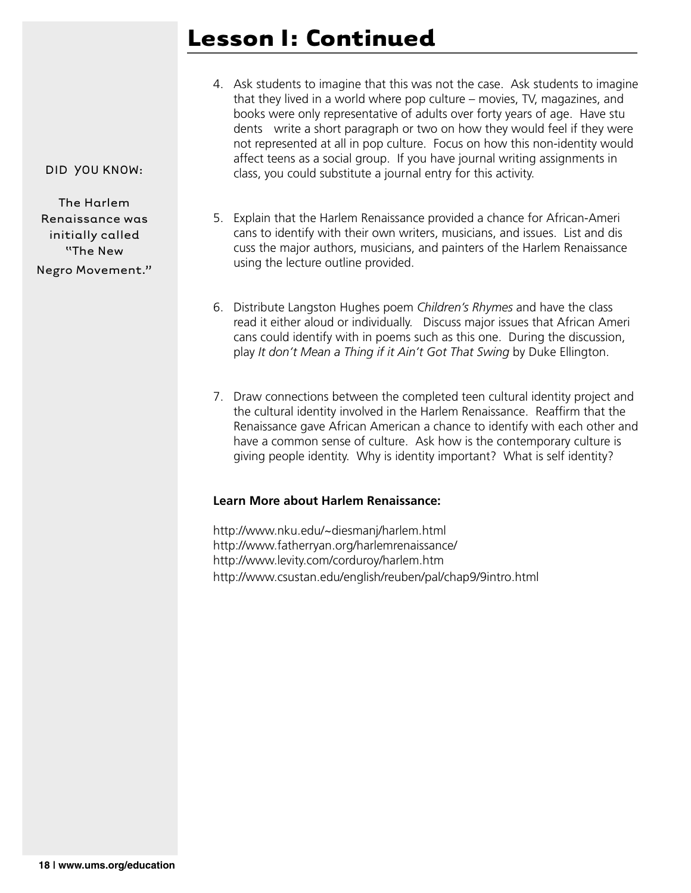# Lesson I: Continued

DID YOU KNOW:

The Harlem Renaissance was initially called "The New Negro Movement."

4. Ask students to imagine that this was not the case. Ask students to imagine that they lived in a world where pop culture – movies, TV, magazines, and books were only representative of adults over forty years of age. Have students write a short paragraph or two on how they would feel if they were not represented at all in pop culture. Focus on how this non-identity would affect teens as a social group. If you have journal writing assignments in class, you could substitute a journal entry for this activity.

5. Explain that the Harlem Renaissance provided a chance for African-Americans to identify with their own writers, musicians, and issues. List and discuss the major authors, musicians, and painters of the Harlem Renaissance using the lecture outline provided.

6. Distribute Langston Hughes poem *Children's Rhymes* and have the class read it either aloud or individually. Discuss major issues that African Americans could identify with in poems such as this one. During the discussion, play *It don't Mean a Thing if it Ain't Got That Swing* by Duke Ellington.

7. Draw connections between the completed teen cultural identity project and the cultural identity involved in the Harlem Renaissance. Reaffirm that the Renaissance gave African American a chance to identify with each other and have a common sense of culture. Ask how is the contemporary culture is giving people identity. Why is identity important? What is self identity?

**Learn More about Harlem Renaissance:**

http://www.nku.edu/~diesmanj/harlem.html
http://www.fatherryan.org/harlemrenaissance/
http://www.levity.com/corduroy/harlem.htm
http://www.csustan.edu/english/reuben/pal/chap9/9intro.html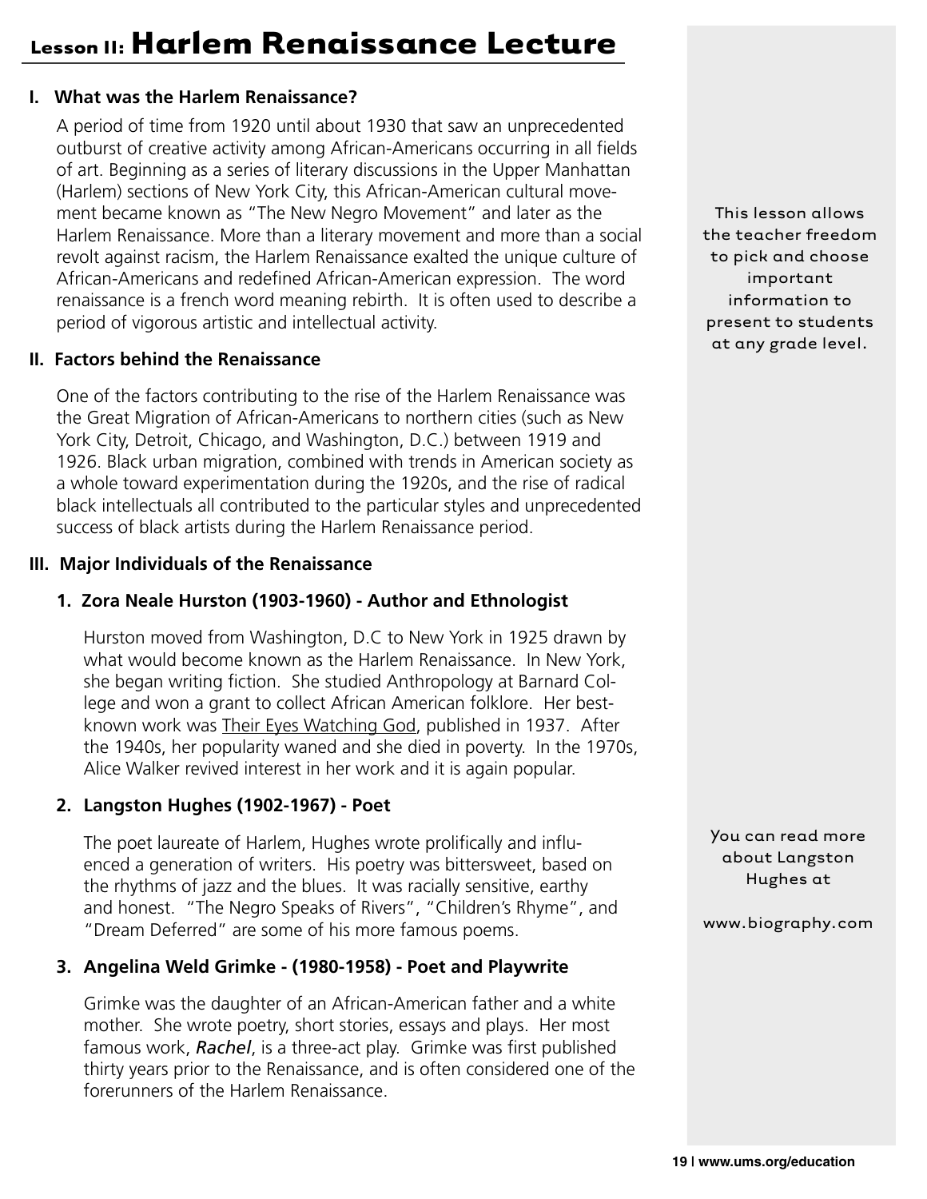# Lesson II: Harlem Renaissance Lecture

## I. What was the Harlem Renaissance?

A period of time from 1920 until about 1930 that saw an unprecedented outburst of creative activity among African-Americans occurring in all fields of art. Beginning as a series of literary discussions in the Upper Manhattan (Harlem) sections of New York City, this African-American cultural movement became known as "The New Negro Movement" and later as the Harlem Renaissance. More than a literary movement and more than a social revolt against racism, the Harlem Renaissance exalted the unique culture of African-Americans and redefined African-American expression. The word renaissance is a french word meaning rebirth. It is often used to describe a period of vigorous artistic and intellectual activity.

This lesson allows the teacher freedom to pick and choose important information to present to students at any grade level.

## II. Factors behind the Renaissance

One of the factors contributing to the rise of the Harlem Renaissance was the Great Migration of African-Americans to northern cities (such as New York City, Detroit, Chicago, and Washington, D.C.) between 1919 and 1926. Black urban migration, combined with trends in American society as a whole toward experimentation during the 1920s, and the rise of radical black intellectuals all contributed to the particular styles and unprecedented success of black artists during the Harlem Renaissance period.

## III. Major Individuals of the Renaissance

### 1. Zora Neale Hurston (1903-1960) - Author and Ethnologist

Hurston moved from Washington, D.C to New York in 1925 drawn by what would become known as the Harlem Renaissance. In New York, she began writing fiction. She studied Anthropology at Barnard College and won a grant to collect African American folklore. Her best-known work was <u>Their Eyes Watching God</u>, published in 1937. After the 1940s, her popularity waned and she died in poverty. In the 1970s, Alice Walker revived interest in her work and it is again popular.

### 2. Langston Hughes (1902-1967) - Poet

The poet laureate of Harlem, Hughes wrote prolifically and influenced a generation of writers. His poetry was bittersweet, based on the rhythms of jazz and the blues. It was racially sensitive, earthy and honest. "The Negro Speaks of Rivers", "Children's Rhyme", and "Dream Deferred" are some of his more famous poems.

You can read more about Langston Hughes at

www.biography.com

### 3. Angelina Weld Grimke - (1980-1958) - Poet and Playwrite

Grimke was the daughter of an African-American father and a white mother. She wrote poetry, short stories, essays and plays. Her most famous work, ***Rachel***, is a three-act play. Grimke was first published thirty years prior to the Renaissance, and is often considered one of the forerunners of the Harlem Renaissance.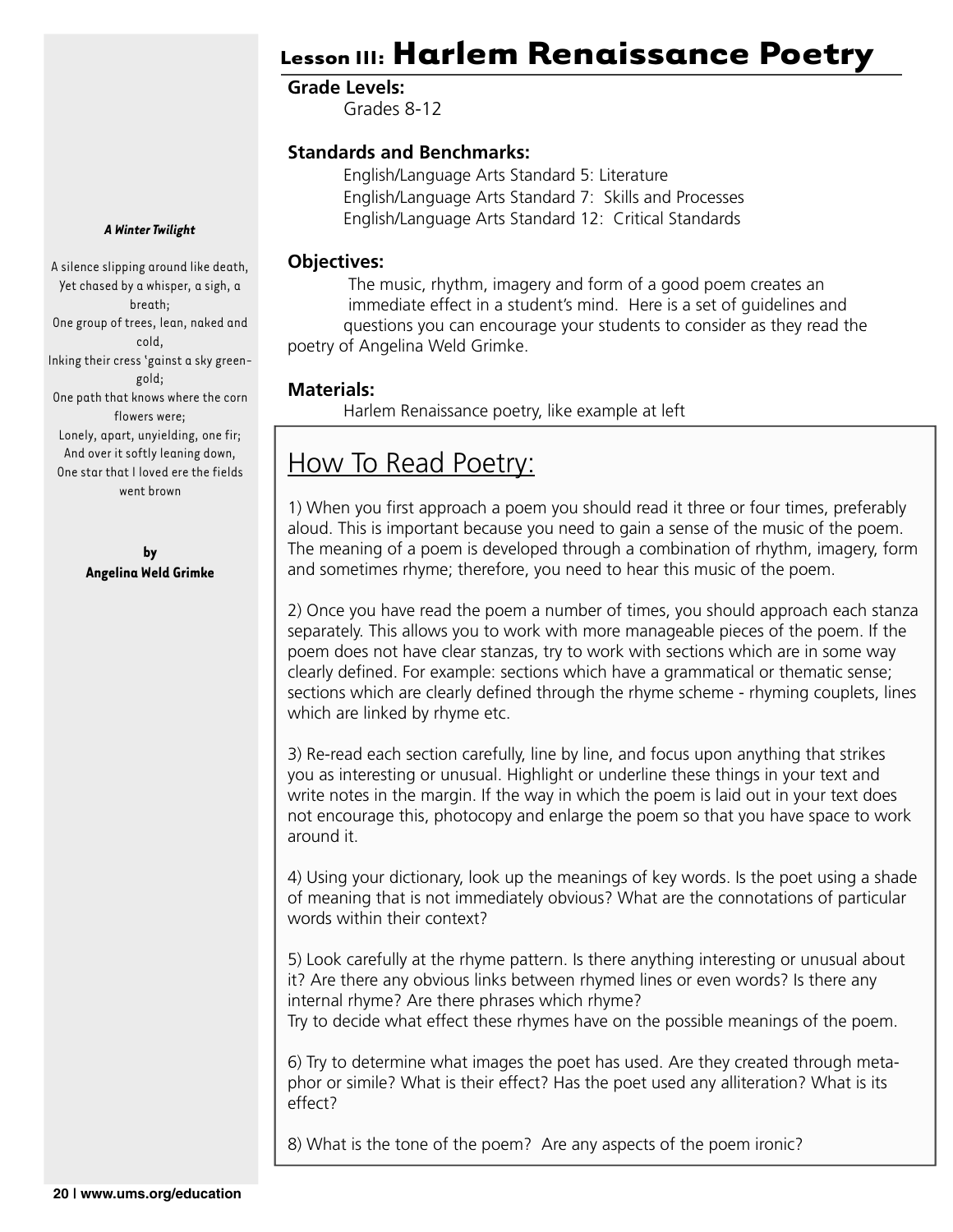# Lesson III: Harlem Renaissance Poetry

**Grade Levels:**

Grades 8-12

**Standards and Benchmarks:**

English/Language Arts Standard 5: Literature
English/Language Arts Standard 7: Skills and Processes
English/Language Arts Standard 12: Critical Standards

**Objectives:**

The music, rhythm, imagery and form of a good poem creates an immediate effect in a student's mind. Here is a set of guidelines and questions you can encourage your students to consider as they read the poetry of Angelina Weld Grimke.

**Materials:**

Harlem Renaissance poetry, like example at left

***A Winter Twilight***

A silence slipping around like death,
Yet chased by a whisper, a sigh, a breath;
One group of trees, lean, naked and cold,
Inking their cress 'gainst a sky green-gold;
One path that knows where the corn flowers were;
Lonely, apart, unyielding, one fir;
And over it softly leaning down,
One star that I loved ere the fields went brown

**by**
**Angelina Weld Grimke**

## How To Read Poetry:

1) When you first approach a poem you should read it three or four times, preferably aloud. This is important because you need to gain a sense of the music of the poem. The meaning of a poem is developed through a combination of rhythm, imagery, form and sometimes rhyme; therefore, you need to hear this music of the poem.

2) Once you have read the poem a number of times, you should approach each stanza separately. This allows you to work with more manageable pieces of the poem. If the poem does not have clear stanzas, try to work with sections which are in some way clearly defined. For example: sections which have a grammatical or thematic sense; sections which are clearly defined through the rhyme scheme - rhyming couplets, lines which are linked by rhyme etc.

3) Re-read each section carefully, line by line, and focus upon anything that strikes you as interesting or unusual. Highlight or underline these things in your text and write notes in the margin. If the way in which the poem is laid out in your text does not encourage this, photocopy and enlarge the poem so that you have space to work around it.

4) Using your dictionary, look up the meanings of key words. Is the poet using a shade of meaning that is not immediately obvious? What are the connotations of particular words within their context?

5) Look carefully at the rhyme pattern. Is there anything interesting or unusual about it? Are there any obvious links between rhymed lines or even words? Is there any internal rhyme? Are there phrases which rhyme?
Try to decide what effect these rhymes have on the possible meanings of the poem.

6) Try to determine what images the poet has used. Are they created through metaphor or simile? What is their effect? Has the poet used any alliteration? What is its effect?

8) What is the tone of the poem? Are any aspects of the poem ironic?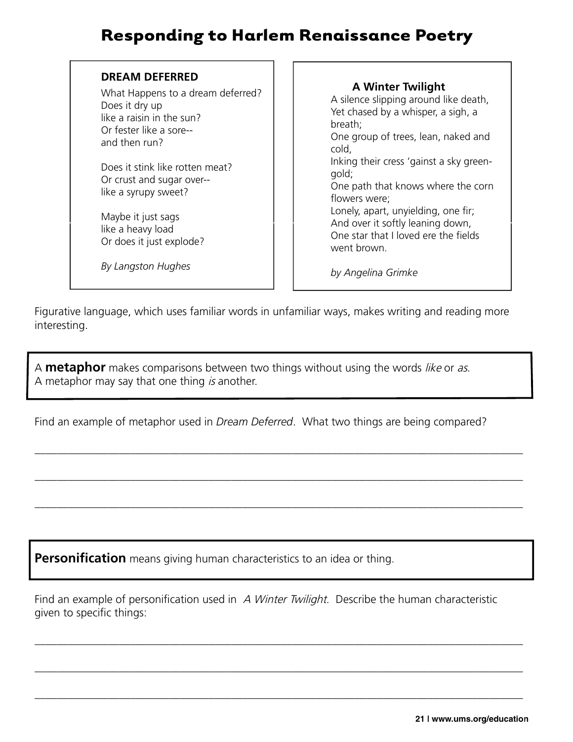# Responding to Harlem Renaissance Poetry

**DREAM DEFERRED**

What Happens to a dream deferred?
Does it dry up
like a raisin in the sun?
Or fester like a sore--
and then run?

Does it stink like rotten meat?
Or crust and sugar over--
like a syrupy sweet?

Maybe it just sags
like a heavy load
Or does it just explode?

*By Langston Hughes*

**A Winter Twilight**

A silence slipping around like death,
Yet chased by a whisper, a sigh, a breath;
One group of trees, lean, naked and cold,
Inking their cress 'gainst a sky green-gold;
One path that knows where the corn flowers were;
Lonely, apart, unyielding, one fir;
And over it softly leaning down,
One star that I loved ere the fields went brown.

*by Angelina Grimke*

Figurative language, which uses familiar words in unfamiliar ways, makes writing and reading more interesting.

A **metaphor** makes comparisons between two things without using the words *like* or *as*.
A metaphor may say that one thing *is* another.

Find an example of metaphor used in *Dream Deferred*. What two things are being compared?

\_\_\_\_\_\_\_\_\_\_\_\_\_\_\_\_\_\_\_\_\_\_\_\_\_\_\_\_\_\_\_\_\_\_\_\_\_\_\_\_\_\_\_\_\_\_\_\_\_\_\_\_\_\_\_\_\_\_\_\_\_\_\_\_\_\_\_\_\_\_\_\_

\_\_\_\_\_\_\_\_\_\_\_\_\_\_\_\_\_\_\_\_\_\_\_\_\_\_\_\_\_\_\_\_\_\_\_\_\_\_\_\_\_\_\_\_\_\_\_\_\_\_\_\_\_\_\_\_\_\_\_\_\_\_\_\_\_\_\_\_\_\_\_\_

\_\_\_\_\_\_\_\_\_\_\_\_\_\_\_\_\_\_\_\_\_\_\_\_\_\_\_\_\_\_\_\_\_\_\_\_\_\_\_\_\_\_\_\_\_\_\_\_\_\_\_\_\_\_\_\_\_\_\_\_\_\_\_\_\_\_\_\_\_\_\_\_

**Personification** means giving human characteristics to an idea or thing.

Find an example of personification used in *A Winter Twilight*. Describe the human characteristic given to specific things:

\_\_\_\_\_\_\_\_\_\_\_\_\_\_\_\_\_\_\_\_\_\_\_\_\_\_\_\_\_\_\_\_\_\_\_\_\_\_\_\_\_\_\_\_\_\_\_\_\_\_\_\_\_\_\_\_\_\_\_\_\_\_\_\_\_\_\_\_\_\_\_\_

\_\_\_\_\_\_\_\_\_\_\_\_\_\_\_\_\_\_\_\_\_\_\_\_\_\_\_\_\_\_\_\_\_\_\_\_\_\_\_\_\_\_\_\_\_\_\_\_\_\_\_\_\_\_\_\_\_\_\_\_\_\_\_\_\_\_\_\_\_\_\_\_

\_\_\_\_\_\_\_\_\_\_\_\_\_\_\_\_\_\_\_\_\_\_\_\_\_\_\_\_\_\_\_\_\_\_\_\_\_\_\_\_\_\_\_\_\_\_\_\_\_\_\_\_\_\_\_\_\_\_\_\_\_\_\_\_\_\_\_\_\_\_\_\_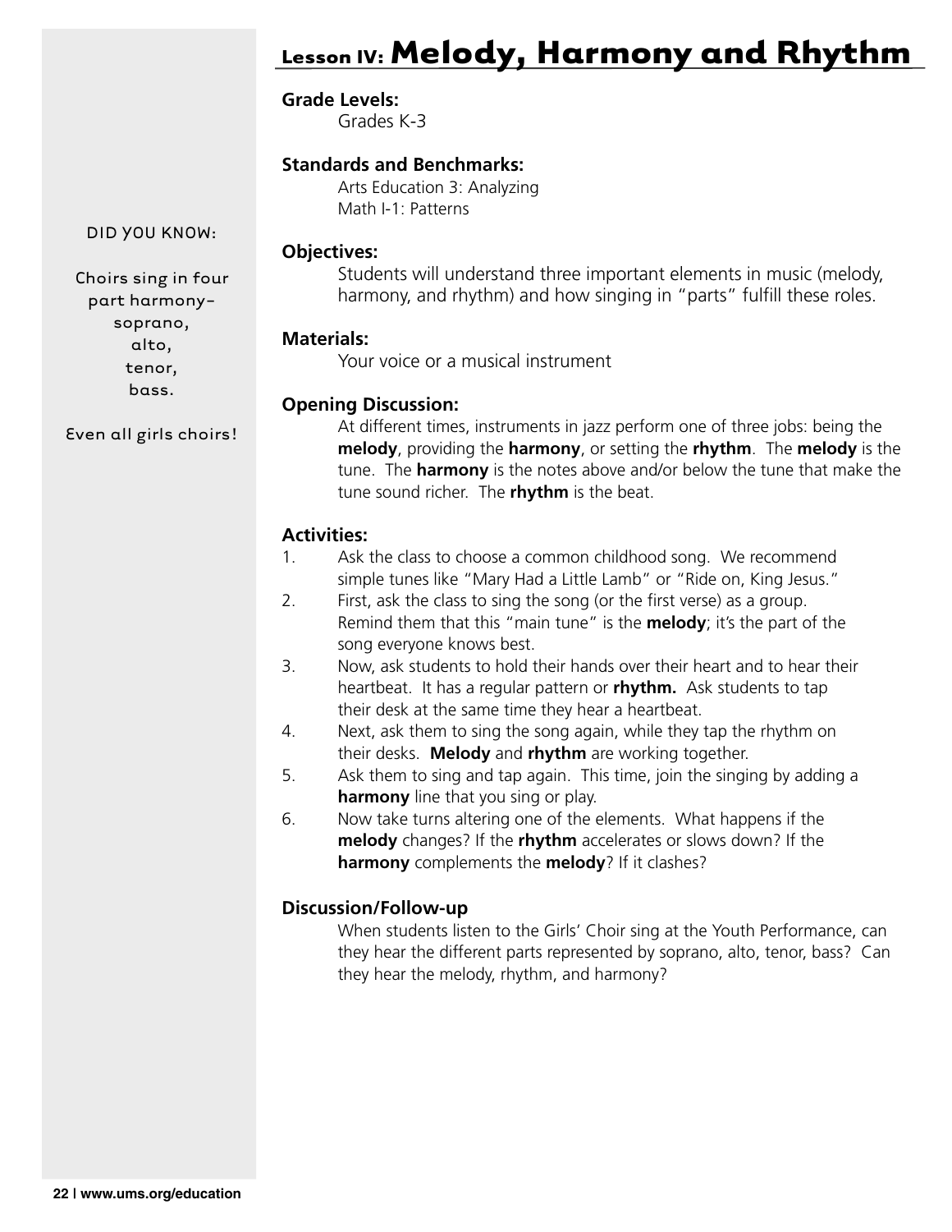# Lesson IV: Melody, Harmony and Rhythm

**Grade Levels:**
Grades K-3

**Standards and Benchmarks:**
Arts Education 3: Analyzing
Math I-1: Patterns

**Objectives:**
Students will understand three important elements in music (melody, harmony, and rhythm) and how singing in "parts" fulfill these roles.

**Materials:**
Your voice or a musical instrument

**Opening Discussion:**
At different times, instruments in jazz perform one of three jobs: being the **melody**, providing the **harmony**, or setting the **rhythm**. The **melody** is the tune. The **harmony** is the notes above and/or below the tune that make the tune sound richer. The **rhythm** is the beat.

**Activities:**

1. Ask the class to choose a common childhood song. We recommend simple tunes like "Mary Had a Little Lamb" or "Ride on, King Jesus."
2. First, ask the class to sing the song (or the first verse) as a group. Remind them that this "main tune" is the **melody**; it's the part of the song everyone knows best.
3. Now, ask students to hold their hands over their heart and to hear their heartbeat. It has a regular pattern or **rhythm.** Ask students to tap their desk at the same time they hear a heartbeat.
4. Next, ask them to sing the song again, while they tap the rhythm on their desks. **Melody** and **rhythm** are working together.
5. Ask them to sing and tap again. This time, join the singing by adding a **harmony** line that you sing or play.
6. Now take turns altering one of the elements. What happens if the **melody** changes? If the **rhythm** accelerates or slows down? If the **harmony** complements the **melody**? If it clashes?

**Discussion/Follow-up**
When students listen to the Girls' Choir sing at the Youth Performance, can they hear the different parts represented by soprano, alto, tenor, bass? Can they hear the melody, rhythm, and harmony?

DID YOU KNOW:

Choirs sing in four part harmony– soprano, alto, tenor, bass.

Even all girls choirs!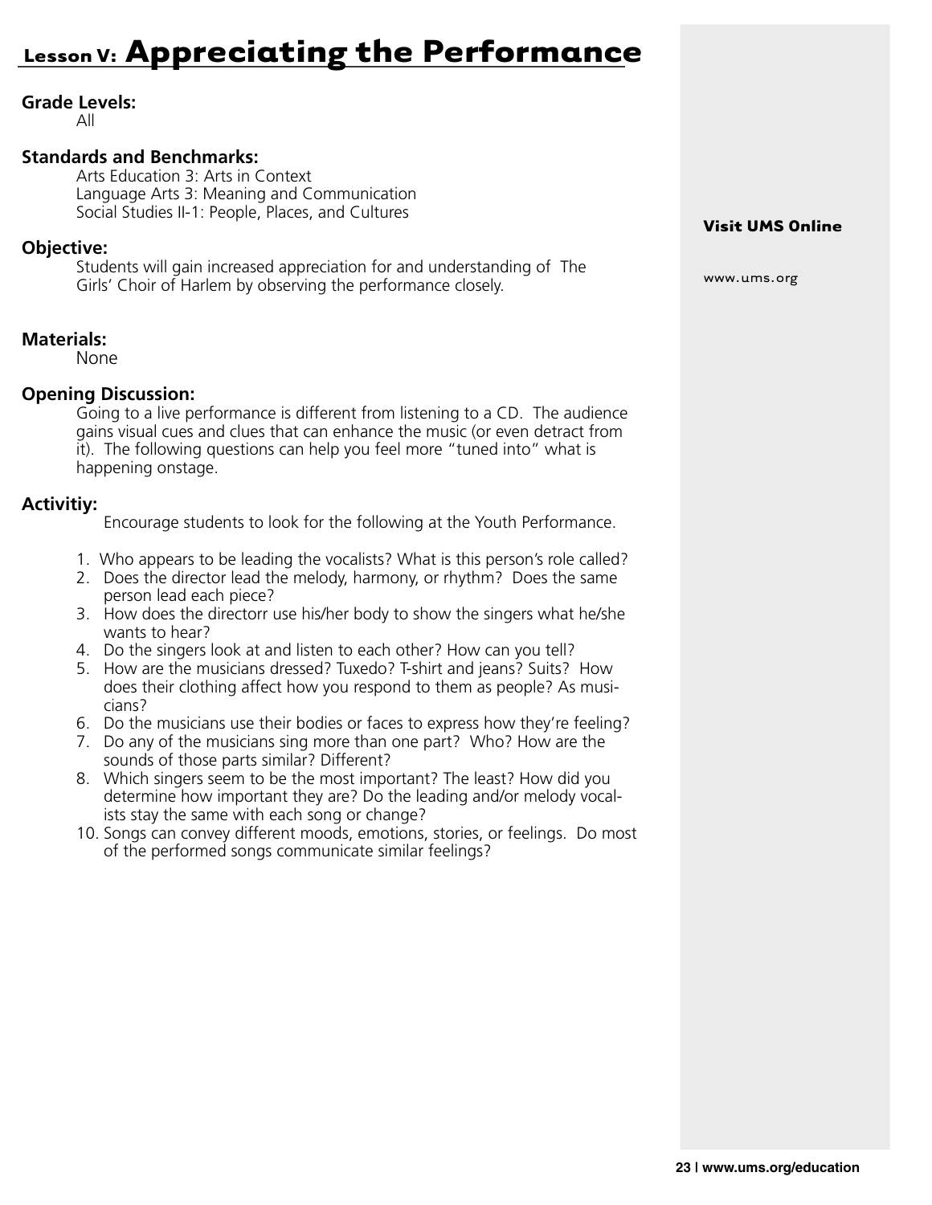# Lesson V: Appreciating the Performance

**Grade Levels:**
All

**Standards and Benchmarks:**
Arts Education 3: Arts in Context
Language Arts 3: Meaning and Communication
Social Studies II-1: People, Places, and Cultures

**Objective:**
Students will gain increased appreciation for and understanding of The Girls' Choir of Harlem by observing the performance closely.

**Materials:**
None

**Opening Discussion:**
Going to a live performance is different from listening to a CD. The audience gains visual cues and clues that can enhance the music (or even detract from it). The following questions can help you feel more "tuned into" what is happening onstage.

**Activitiy:**
Encourage students to look for the following at the Youth Performance.

1. Who appears to be leading the vocalists? What is this person's role called?
2. Does the director lead the melody, harmony, or rhythm? Does the same person lead each piece?
3. How does the directorr use his/her body to show the singers what he/she wants to hear?
4. Do the singers look at and listen to each other? How can you tell?
5. How are the musicians dressed? Tuxedo? T-shirt and jeans? Suits? How does their clothing affect how you respond to them as people? As musicians?
6. Do the musicians use their bodies or faces to express how they're feeling?
7. Do any of the musicians sing more than one part? Who? How are the sounds of those parts similar? Different?
8. Which singers seem to be the most important? The least? How did you determine how important they are? Do the leading and/or melody vocalists stay the same with each song or change?

10. Songs can convey different moods, emotions, stories, or feelings. Do most of the performed songs communicate similar feelings?

**Visit UMS Online**

www.ums.org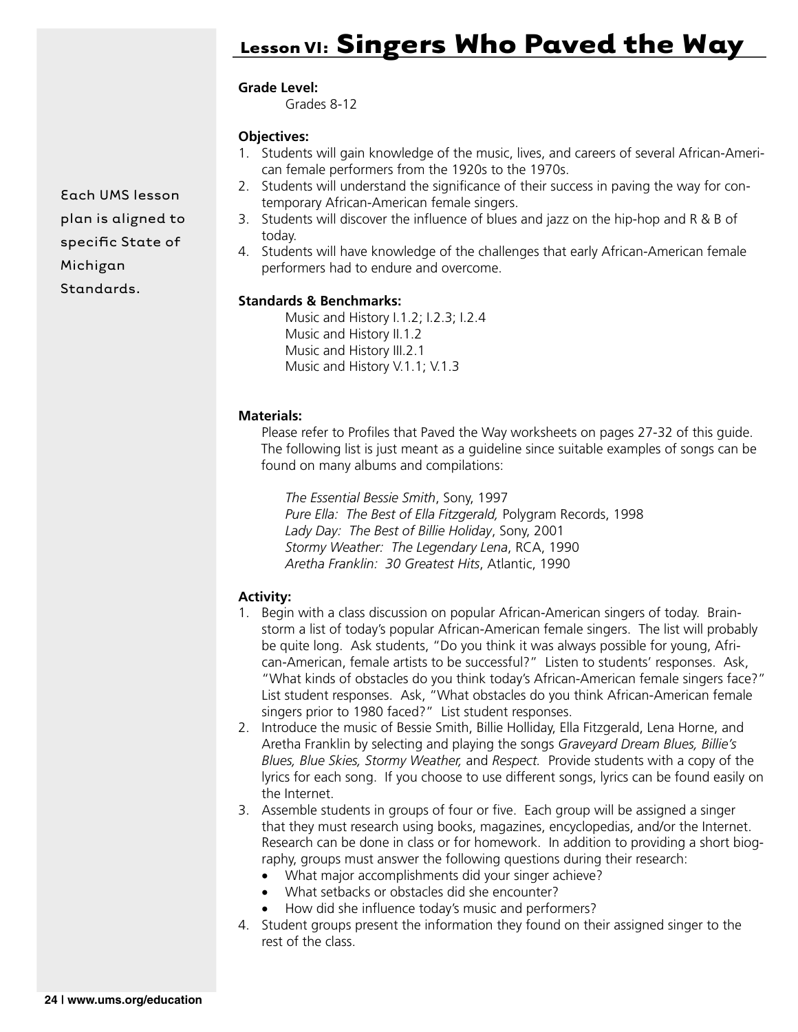# Lesson VI: Singers Who Paved the Way

Each UMS lesson plan is aligned to specific State of Michigan Standards.

**Grade Level:**

Grades 8-12

**Objectives:**

1. Students will gain knowledge of the music, lives, and careers of several African-American female performers from the 1920s to the 1970s.
2. Students will understand the significance of their success in paving the way for contemporary African-American female singers.
3. Students will discover the influence of blues and jazz on the hip-hop and R & B of today.
4. Students will have knowledge of the challenges that early African-American female performers had to endure and overcome.

**Standards & Benchmarks:**

Music and History I.1.2; I.2.3; I.2.4
Music and History II.1.2
Music and History III.2.1
Music and History V.1.1; V.1.3

**Materials:**

Please refer to Profiles that Paved the Way worksheets on pages 27-32 of this guide. The following list is just meant as a guideline since suitable examples of songs can be found on many albums and compilations:

*The Essential Bessie Smith*, Sony, 1997
*Pure Ella: The Best of Ella Fitzgerald,* Polygram Records, 1998
*Lady Day: The Best of Billie Holiday*, Sony, 2001
*Stormy Weather: The Legendary Lena*, RCA, 1990
*Aretha Franklin: 30 Greatest Hits*, Atlantic, 1990

**Activity:**

1. Begin with a class discussion on popular African-American singers of today. Brainstorm a list of today's popular African-American female singers. The list will probably be quite long. Ask students, "Do you think it was always possible for young, African-American, female artists to be successful?" Listen to students' responses. Ask, "What kinds of obstacles do you think today's African-American female singers face?" List student responses. Ask, "What obstacles do you think African-American female singers prior to 1980 faced?" List student responses.
2. Introduce the music of Bessie Smith, Billie Holliday, Ella Fitzgerald, Lena Horne, and Aretha Franklin by selecting and playing the songs *Graveyard Dream Blues, Billie's Blues, Blue Skies, Stormy Weather,* and *Respect.* Provide students with a copy of the lyrics for each song. If you choose to use different songs, lyrics can be found easily on the Internet.
3. Assemble students in groups of four or five. Each group will be assigned a singer that they must research using books, magazines, encyclopedias, and/or the Internet. Research can be done in class or for homework. In addition to providing a short biography, groups must answer the following questions during their research:
   - What major accomplishments did your singer achieve?
   - What setbacks or obstacles did she encounter?
   - How did she influence today's music and performers?
4. Student groups present the information they found on their assigned singer to the rest of the class.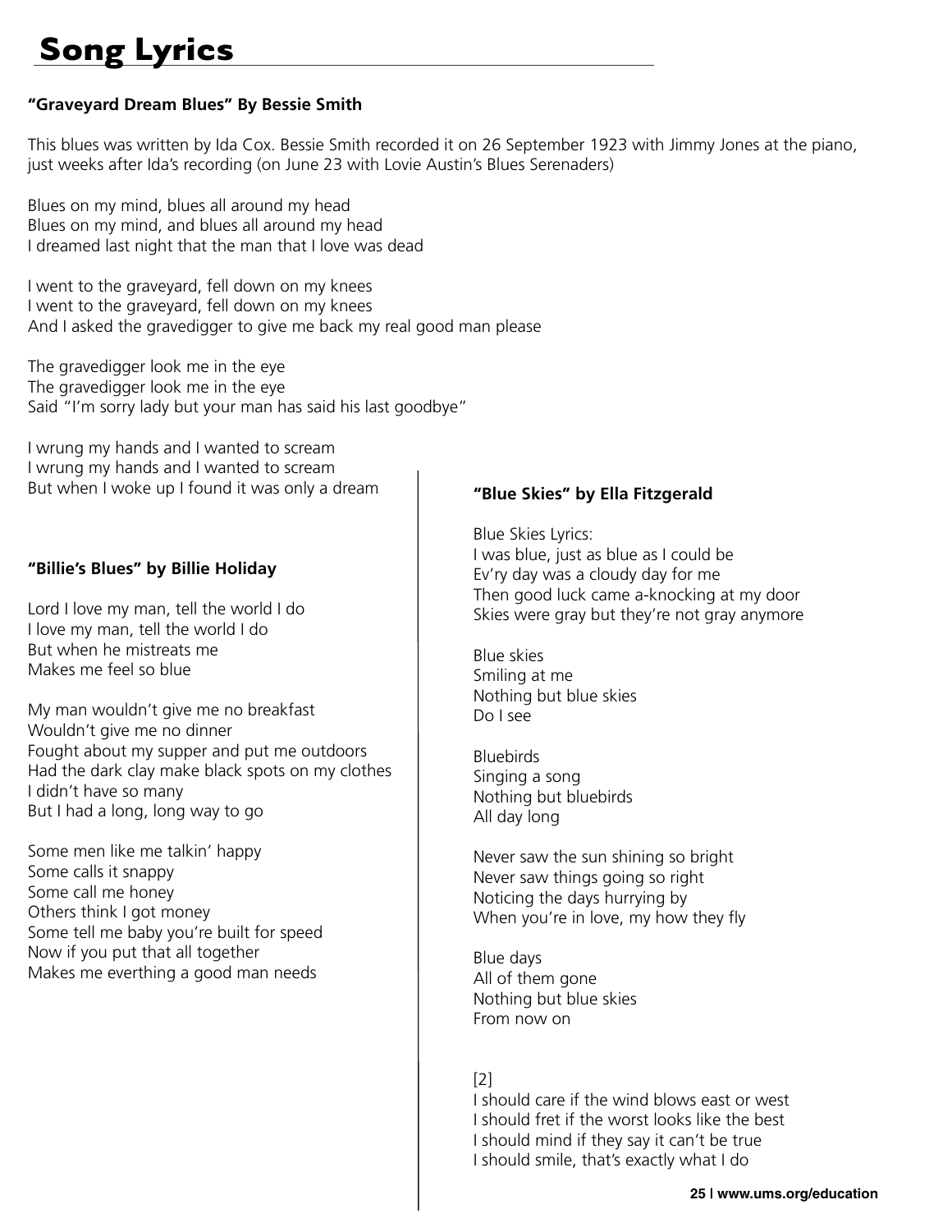# Song Lyrics

**"Graveyard Dream Blues" By Bessie Smith**

This blues was written by Ida Cox. Bessie Smith recorded it on 26 September 1923 with Jimmy Jones at the piano, just weeks after Ida's recording (on June 23 with Lovie Austin's Blues Serenaders)

Blues on my mind, blues all around my head
Blues on my mind, and blues all around my head
I dreamed last night that the man that I love was dead

I went to the graveyard, fell down on my knees
I went to the graveyard, fell down on my knees
And I asked the gravedigger to give me back my real good man please

The gravedigger look me in the eye
The gravedigger look me in the eye
Said "I'm sorry lady but your man has said his last goodbye"

I wrung my hands and I wanted to scream
I wrung my hands and I wanted to scream
But when I woke up I found it was only a dream

**"Billie's Blues" by Billie Holiday**

Lord I love my man, tell the world I do
I love my man, tell the world I do
But when he mistreats me
Makes me feel so blue

My man wouldn't give me no breakfast
Wouldn't give me no dinner
Fought about my supper and put me outdoors
Had the dark clay make black spots on my clothes
I didn't have so many
But I had a long, long way to go

Some men like me talkin' happy
Some calls it snappy
Some call me honey
Others think I got money
Some tell me baby you're built for speed
Now if you put that all together
Makes me everthing a good man needs

**"Blue Skies" by Ella Fitzgerald**

Blue Skies Lyrics:
I was blue, just as blue as I could be
Ev'ry day was a cloudy day for me
Then good luck came a-knocking at my door
Skies were gray but they're not gray anymore

Blue skies
Smiling at me
Nothing but blue skies
Do I see

Bluebirds
Singing a song
Nothing but bluebirds
All day long

Never saw the sun shining so bright
Never saw things going so right
Noticing the days hurrying by
When you're in love, my how they fly

Blue days
All of them gone
Nothing but blue skies
From now on

[2]
I should care if the wind blows east or west
I should fret if the worst looks like the best
I should mind if they say it can't be true
I should smile, that's exactly what I do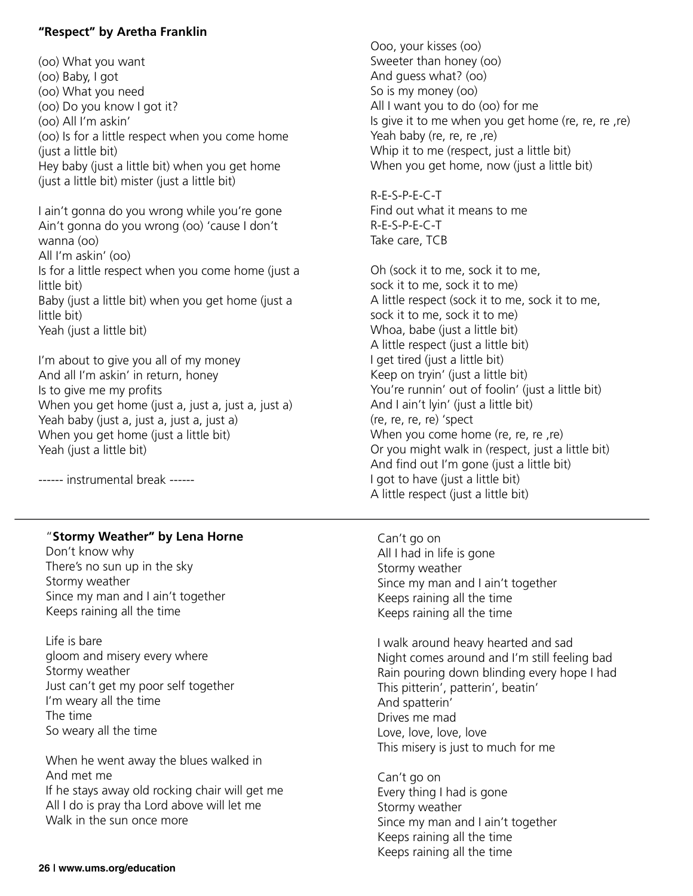**"Respect" by Aretha Franklin**

(oo) What you want
(oo) Baby, I got
(oo) What you need
(oo) Do you know I got it?
(oo) All I'm askin'
(oo) Is for a little respect when you come home (just a little bit)
Hey baby (just a little bit) when you get home (just a little bit) mister (just a little bit)

I ain't gonna do you wrong while you're gone
Ain't gonna do you wrong (oo) 'cause I don't wanna (oo)
All I'm askin' (oo)
Is for a little respect when you come home (just a little bit)
Baby (just a little bit) when you get home (just a little bit)
Yeah (just a little bit)

I'm about to give you all of my money
And all I'm askin' in return, honey
Is to give me my profits
When you get home (just a, just a, just a, just a)
Yeah baby (just a, just a, just a, just a)
When you get home (just a little bit)
Yeah (just a little bit)

------ instrumental break ------

Ooo, your kisses (oo)
Sweeter than honey (oo)
And guess what? (oo)
So is my money (oo)
All I want you to do (oo) for me
Is give it to me when you get home (re, re, re ,re)
Yeah baby (re, re, re ,re)
Whip it to me (respect, just a little bit)
When you get home, now (just a little bit)

R-E-S-P-E-C-T
Find out what it means to me
R-E-S-P-E-C-T
Take care, TCB

Oh (sock it to me, sock it to me, sock it to me, sock it to me)
A little respect (sock it to me, sock it to me, sock it to me, sock it to me)
Whoa, babe (just a little bit)
A little respect (just a little bit)
I get tired (just a little bit)
Keep on tryin' (just a little bit)
You're runnin' out of foolin' (just a little bit)
And I ain't lyin' (just a little bit)
(re, re, re, re) 'spect
When you come home (re, re, re ,re)
Or you might walk in (respect, just a little bit)
And find out I'm gone (just a little bit)
I got to have (just a little bit)
A little respect (just a little bit)

---

"**Stormy Weather" by Lena Horne**

Don't know why
There's no sun up in the sky
Stormy weather
Since my man and I ain't together
Keeps raining all the time

Life is bare
gloom and misery every where
Stormy weather
Just can't get my poor self together
I'm weary all the time
The time
So weary all the time

When he went away the blues walked in
And met me
If he stays away old rocking chair will get me
All I do is pray tha Lord above will let me
Walk in the sun once more

Can't go on
All I had in life is gone
Stormy weather
Since my man and I ain't together
Keeps raining all the time
Keeps raining all the time

I walk around heavy hearted and sad
Night comes around and I'm still feeling bad
Rain pouring down blinding every hope I had
This pitterin', patterin', beatin'
And spatterin'
Drives me mad
Love, love, love, love
This misery is just to much for me

Can't go on
Every thing I had is gone
Stormy weather
Since my man and I ain't together
Keeps raining all the time
Keeps raining all the time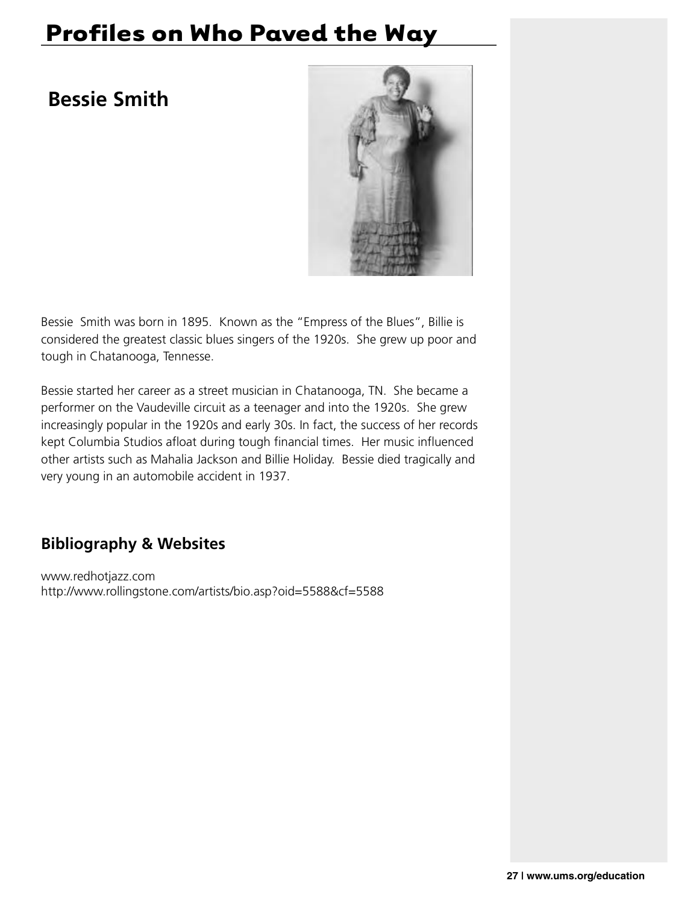# Profiles on Who Paved the Way

## Bessie Smith

Bessie  Smith was born in 1895.  Known as the "Empress of the Blues", Billie is considered the greatest classic blues singers of the 1920s.  She grew up poor and tough in Chatanooga, Tennesse.

Bessie started her career as a street musician in Chatanooga, TN.  She became a performer on the Vaudeville circuit as a teenager and into the 1920s.  She grew increasingly popular in the 1920s and early 30s. In fact, the success of her records kept Columbia Studios afloat during tough financial times.  Her music influenced other artists such as Mahalia Jackson and Billie Holiday.  Bessie died tragically and very young in an automobile accident in 1937.

### Bibliography & Websites

www.redhotjazz.com
http://www.rollingstone.com/artists/bio.asp?oid=5588&cf=5588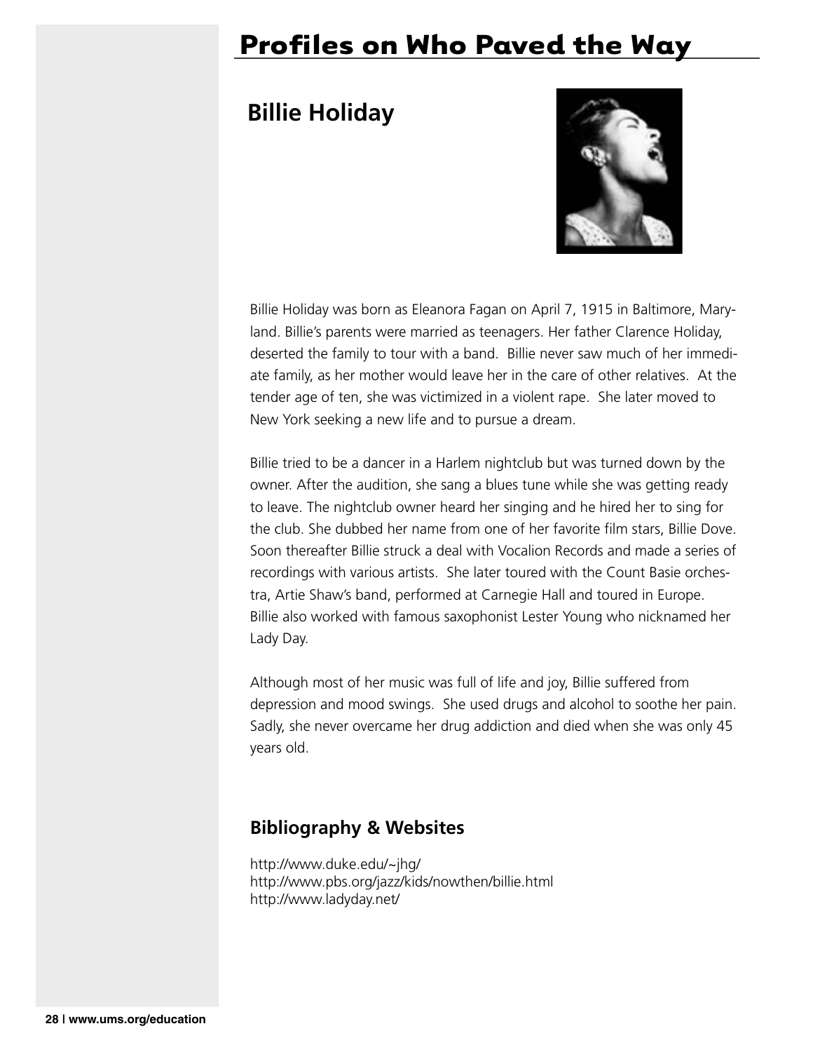# Profiles on Who Paved the Way

## Billie Holiday

Billie Holiday was born as Eleanora Fagan on April 7, 1915 in Baltimore, Maryland. Billie's parents were married as teenagers. Her father Clarence Holiday, deserted the family to tour with a band. Billie never saw much of her immediate family, as her mother would leave her in the care of other relatives. At the tender age of ten, she was victimized in a violent rape. She later moved to New York seeking a new life and to pursue a dream.

Billie tried to be a dancer in a Harlem nightclub but was turned down by the owner. After the audition, she sang a blues tune while she was getting ready to leave. The nightclub owner heard her singing and he hired her to sing for the club. She dubbed her name from one of her favorite film stars, Billie Dove. Soon thereafter Billie struck a deal with Vocalion Records and made a series of recordings with various artists. She later toured with the Count Basie orchestra, Artie Shaw's band, performed at Carnegie Hall and toured in Europe. Billie also worked with famous saxophonist Lester Young who nicknamed her Lady Day.

Although most of her music was full of life and joy, Billie suffered from depression and mood swings. She used drugs and alcohol to soothe her pain. Sadly, she never overcame her drug addiction and died when she was only 45 years old.

### Bibliography & Websites

http://www.duke.edu/~jhg/
http://www.pbs.org/jazz/kids/nowthen/billie.html
http://www.ladyday.net/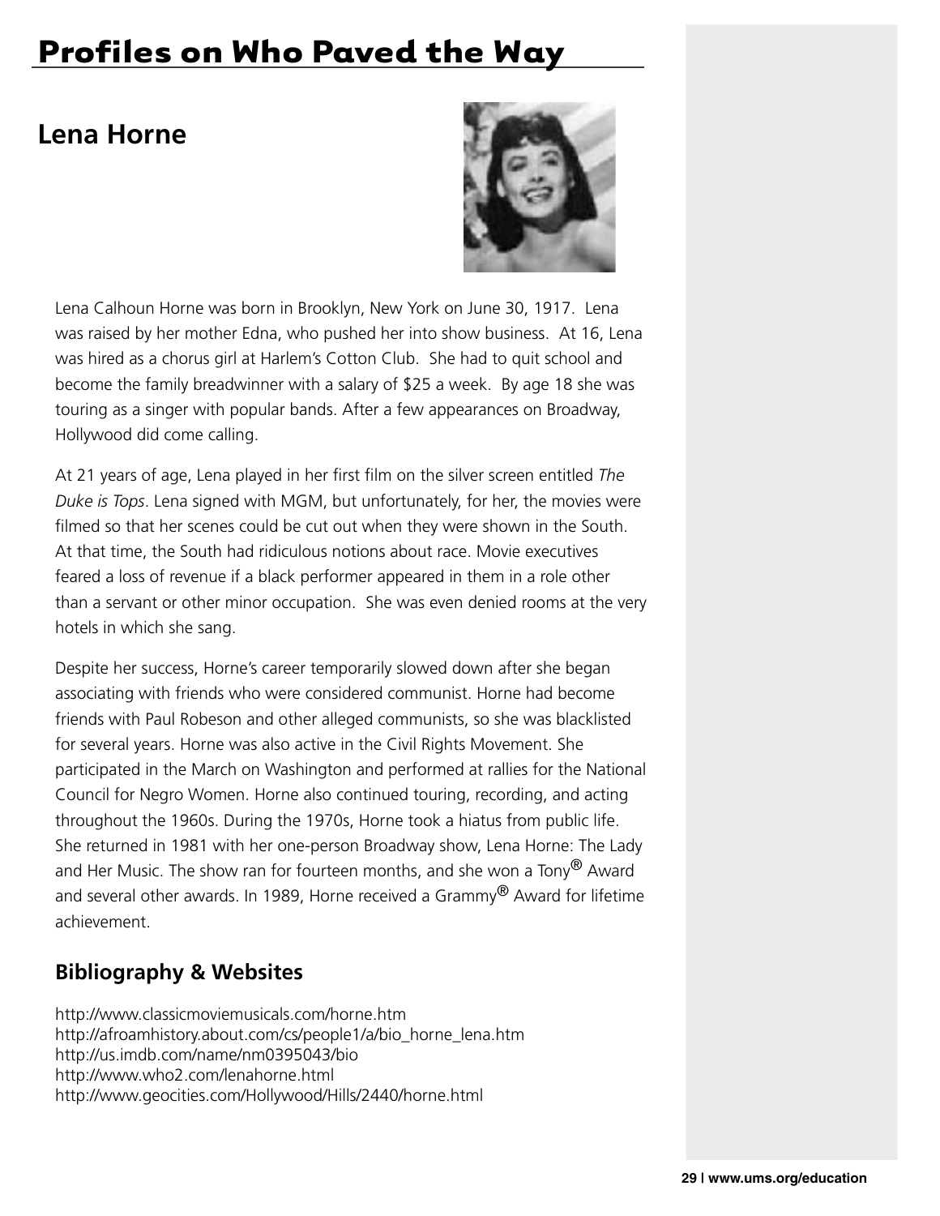# Profiles on Who Paved the Way

## Lena Horne

Lena Calhoun Horne was born in Brooklyn, New York on June 30, 1917. Lena was raised by her mother Edna, who pushed her into show business. At 16, Lena was hired as a chorus girl at Harlem's Cotton Club. She had to quit school and become the family breadwinner with a salary of $25 a week. By age 18 she was touring as a singer with popular bands. After a few appearances on Broadway, Hollywood did come calling.

At 21 years of age, Lena played in her first film on the silver screen entitled *The Duke is Tops*. Lena signed with MGM, but unfortunately, for her, the movies were filmed so that her scenes could be cut out when they were shown in the South. At that time, the South had ridiculous notions about race. Movie executives feared a loss of revenue if a black performer appeared in them in a role other than a servant or other minor occupation. She was even denied rooms at the very hotels in which she sang.

Despite her success, Horne's career temporarily slowed down after she began associating with friends who were considered communist. Horne had become friends with Paul Robeson and other alleged communists, so she was blacklisted for several years. Horne was also active in the Civil Rights Movement. She participated in the March on Washington and performed at rallies for the National Council for Negro Women. Horne also continued touring, recording, and acting throughout the 1960s. During the 1970s, Horne took a hiatus from public life. She returned in 1981 with her one-person Broadway show, Lena Horne: The Lady and Her Music. The show ran for fourteen months, and she won a Tony® Award and several other awards. In 1989, Horne received a Grammy® Award for lifetime achievement.

### Bibliography & Websites

http://www.classicmoviemusicals.com/horne.htm
http://afroamhistory.about.com/cs/people1/a/bio_horne_lena.htm
http://us.imdb.com/name/nm0395043/bio
http://www.who2.com/lenahorne.html
http://www.geocities.com/Hollywood/Hills/2440/horne.html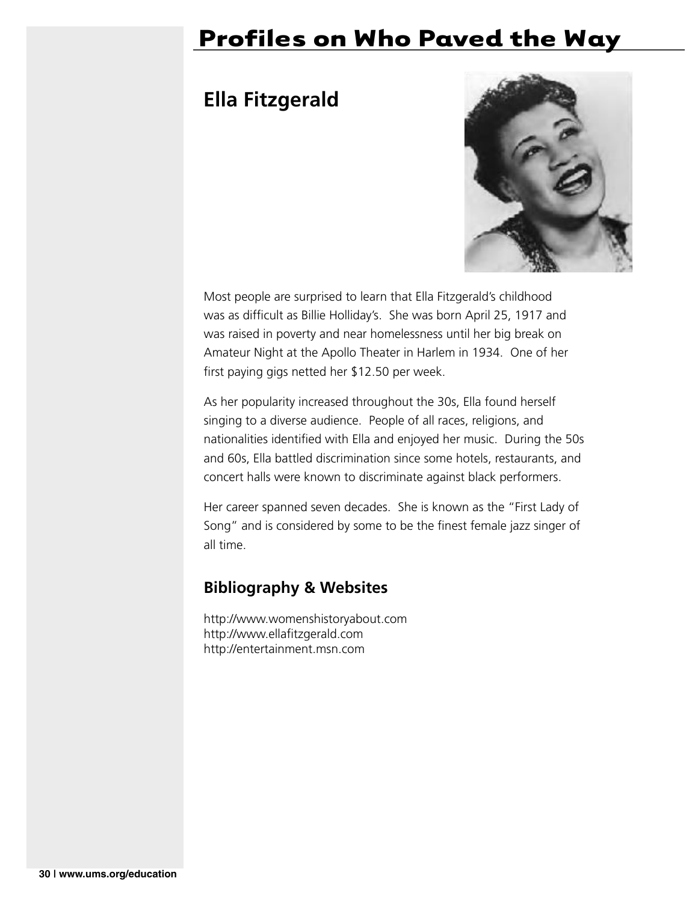# Profiles on Who Paved the Way

## Ella Fitzgerald

Most people are surprised to learn that Ella Fitzgerald's childhood was as difficult as Billie Holliday's. She was born April 25, 1917 and was raised in poverty and near homelessness until her big break on Amateur Night at the Apollo Theater in Harlem in 1934. One of her first paying gigs netted her $12.50 per week.

As her popularity increased throughout the 30s, Ella found herself singing to a diverse audience. People of all races, religions, and nationalities identified with Ella and enjoyed her music. During the 50s and 60s, Ella battled discrimination since some hotels, restaurants, and concert halls were known to discriminate against black performers.

Her career spanned seven decades. She is known as the "First Lady of Song" and is considered by some to be the finest female jazz singer of all time.

### Bibliography & Websites

http://www.womenshistoryabout.com
http://www.ellafitzgerald.com
http://entertainment.msn.com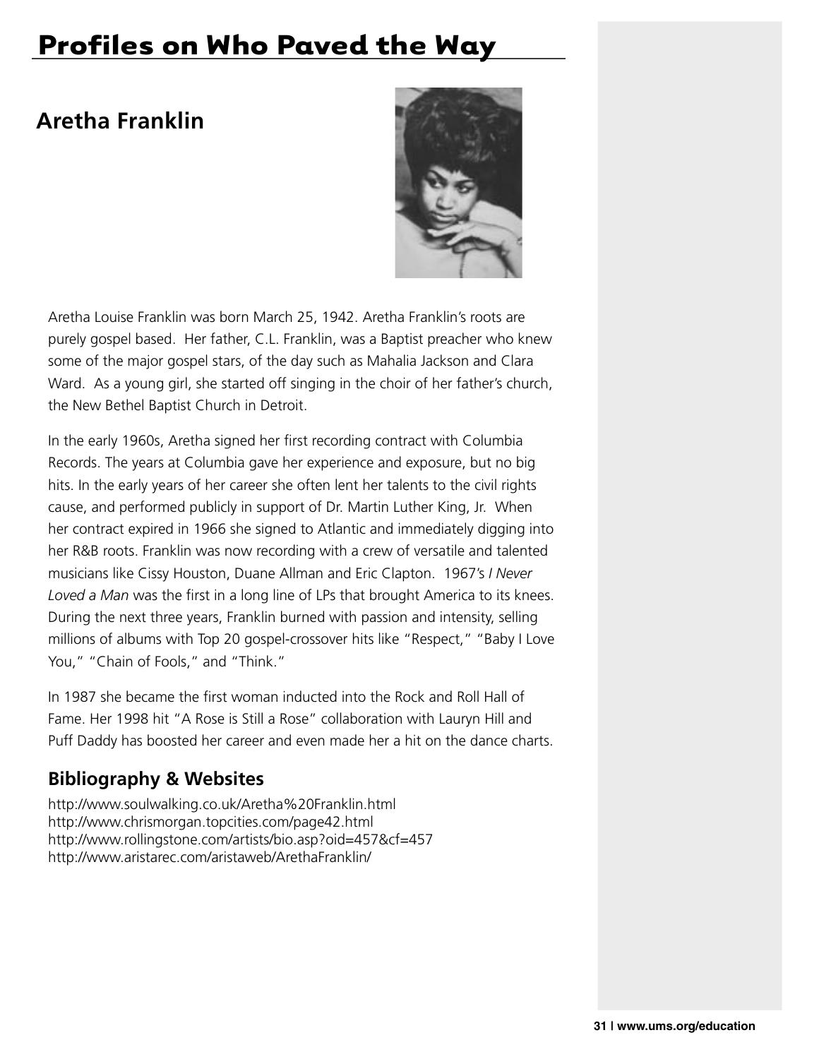# Profiles on Who Paved the Way

## Aretha Franklin

Aretha Louise Franklin was born March 25, 1942. Aretha Franklin's roots are purely gospel based. Her father, C.L. Franklin, was a Baptist preacher who knew some of the major gospel stars, of the day such as Mahalia Jackson and Clara Ward. As a young girl, she started off singing in the choir of her father's church, the New Bethel Baptist Church in Detroit.

In the early 1960s, Aretha signed her first recording contract with Columbia Records. The years at Columbia gave her experience and exposure, but no big hits. In the early years of her career she often lent her talents to the civil rights cause, and performed publicly in support of Dr. Martin Luther King, Jr. When her contract expired in 1966 she signed to Atlantic and immediately digging into her R&B roots. Franklin was now recording with a crew of versatile and talented musicians like Cissy Houston, Duane Allman and Eric Clapton. 1967's *I Never Loved a Man* was the first in a long line of LPs that brought America to its knees. During the next three years, Franklin burned with passion and intensity, selling millions of albums with Top 20 gospel-crossover hits like "Respect," "Baby I Love You," "Chain of Fools," and "Think."

In 1987 she became the first woman inducted into the Rock and Roll Hall of Fame. Her 1998 hit "A Rose is Still a Rose" collaboration with Lauryn Hill and Puff Daddy has boosted her career and even made her a hit on the dance charts.

### Bibliography & Websites

http://www.soulwalking.co.uk/Aretha%20Franklin.html
http://www.chrismorgan.topcities.com/page42.html
http://www.rollingstone.com/artists/bio.asp?oid=457&cf=457
http://www.aristarec.com/aristaweb/ArethaFranklin/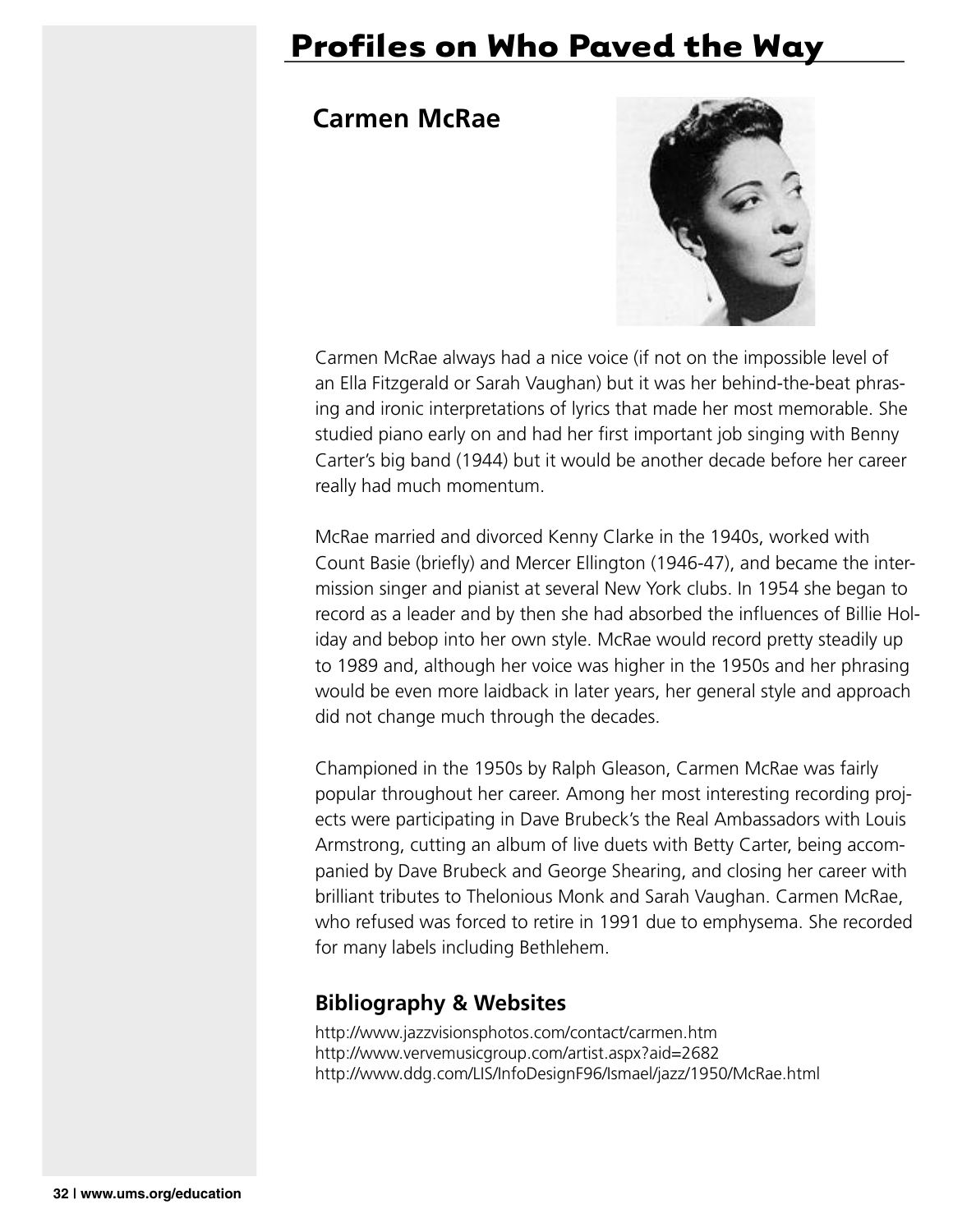# Profiles on Who Paved the Way

## Carmen McRae

Carmen McRae always had a nice voice (if not on the impossible level of an Ella Fitzgerald or Sarah Vaughan) but it was her behind-the-beat phrasing and ironic interpretations of lyrics that made her most memorable. She studied piano early on and had her first important job singing with Benny Carter's big band (1944) but it would be another decade before her career really had much momentum.

McRae married and divorced Kenny Clarke in the 1940s, worked with Count Basie (briefly) and Mercer Ellington (1946-47), and became the intermission singer and pianist at several New York clubs. In 1954 she began to record as a leader and by then she had absorbed the influences of Billie Holiday and bebop into her own style. McRae would record pretty steadily up to 1989 and, although her voice was higher in the 1950s and her phrasing would be even more laidback in later years, her general style and approach did not change much through the decades.

Championed in the 1950s by Ralph Gleason, Carmen McRae was fairly popular throughout her career. Among her most interesting recording projects were participating in Dave Brubeck's the Real Ambassadors with Louis Armstrong, cutting an album of live duets with Betty Carter, being accompanied by Dave Brubeck and George Shearing, and closing her career with brilliant tributes to Thelonious Monk and Sarah Vaughan. Carmen McRae, who refused was forced to retire in 1991 due to emphysema. She recorded for many labels including Bethlehem.

### Bibliography & Websites

http://www.jazzvisionsphotos.com/contact/carmen.htm
http://www.vervemusicgroup.com/artist.aspx?aid=2682
http://www.ddg.com/LIS/InfoDesignF96/Ismael/jazz/1950/McRae.html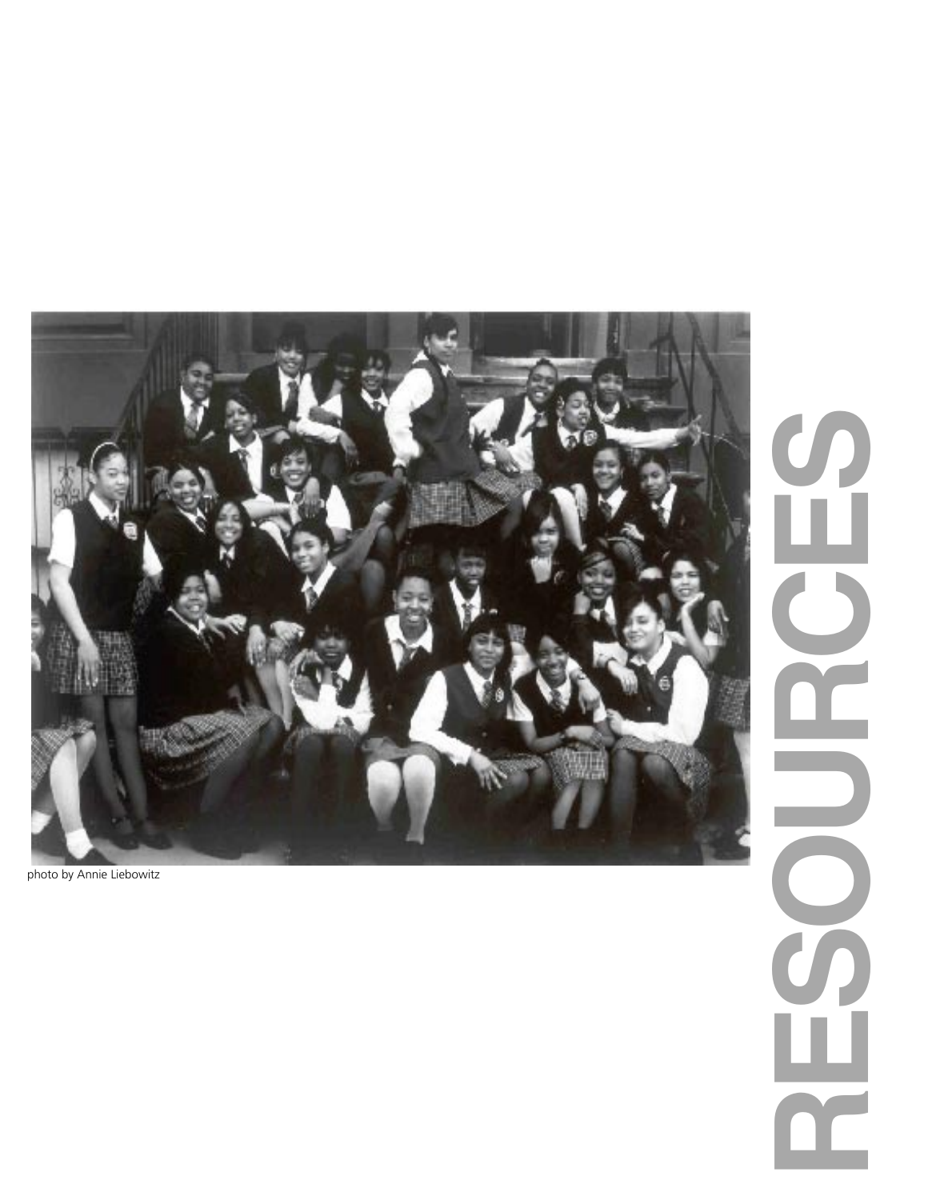photo by Annie Liebowitz

# RESOURCES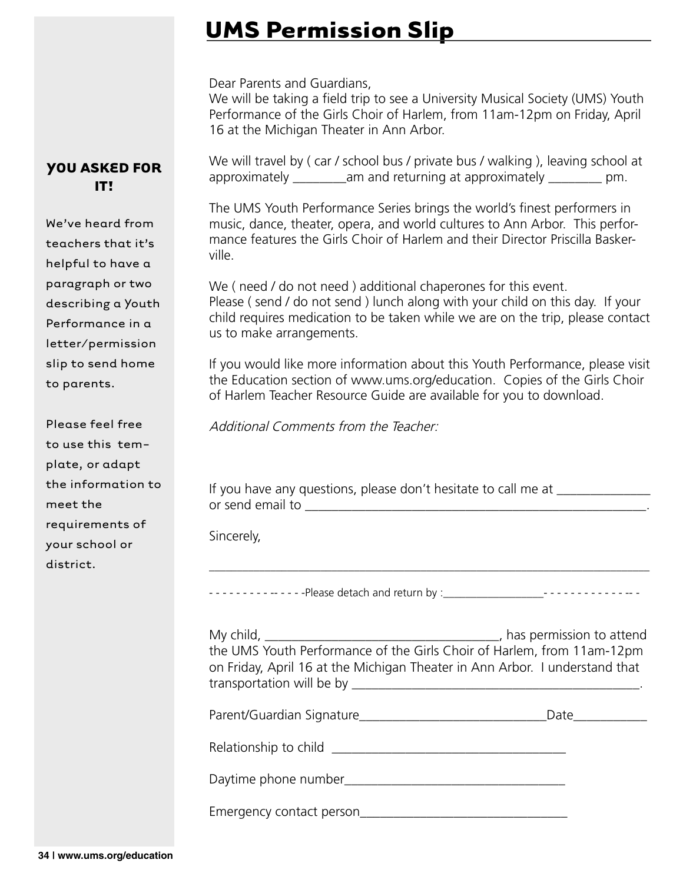# UMS Permission Slip

Dear Parents and Guardians,
We will be taking a field trip to see a University Musical Society (UMS) Youth Performance of the Girls Choir of Harlem, from 11am-12pm on Friday, April 16 at the Michigan Theater in Ann Arbor.

We will travel by ( car / school bus / private bus / walking ), leaving school at approximately ________am and returning at approximately ________ pm.

The UMS Youth Performance Series brings the world's finest performers in music, dance, theater, opera, and world cultures to Ann Arbor. This performance features the Girls Choir of Harlem and their Director Priscilla Baskerville.

We ( need / do not need ) additional chaperones for this event.
Please ( send / do not send ) lunch along with your child on this day. If your child requires medication to be taken while we are on the trip, please contact us to make arrangements.

If you would like more information about this Youth Performance, please visit the Education section of www.ums.org/education. Copies of the Girls Choir of Harlem Teacher Resource Guide are available for you to download.

*Additional Comments from the Teacher:*

If you have any questions, please don't hesitate to call me at ______________ or send email to ______________________________________________________.

Sincerely,

_____________________________________________________________________

- - - - - - - - - - - - - - - -Please detach and return by :_________________- - - - - - - - - - - - - - - -

My child, ___________________________________, has permission to attend the UMS Youth Performance of the Girls Choir of Harlem, from 11am-12pm on Friday, April 16 at the Michigan Theater in Ann Arbor. I understand that transportation will be by ____________________________________________.

Parent/Guardian Signature____________________________Date___________

Relationship to child ___________________________________

Daytime phone number__________________________________

Emergency contact person_______________________________

### YOU ASKED FOR IT!

We've heard from teachers that it's helpful to have a paragraph or two describing a Youth Performance in a letter/permission slip to send home to parents.

Please feel free to use this template, or adapt the information to meet the requirements of your school or district.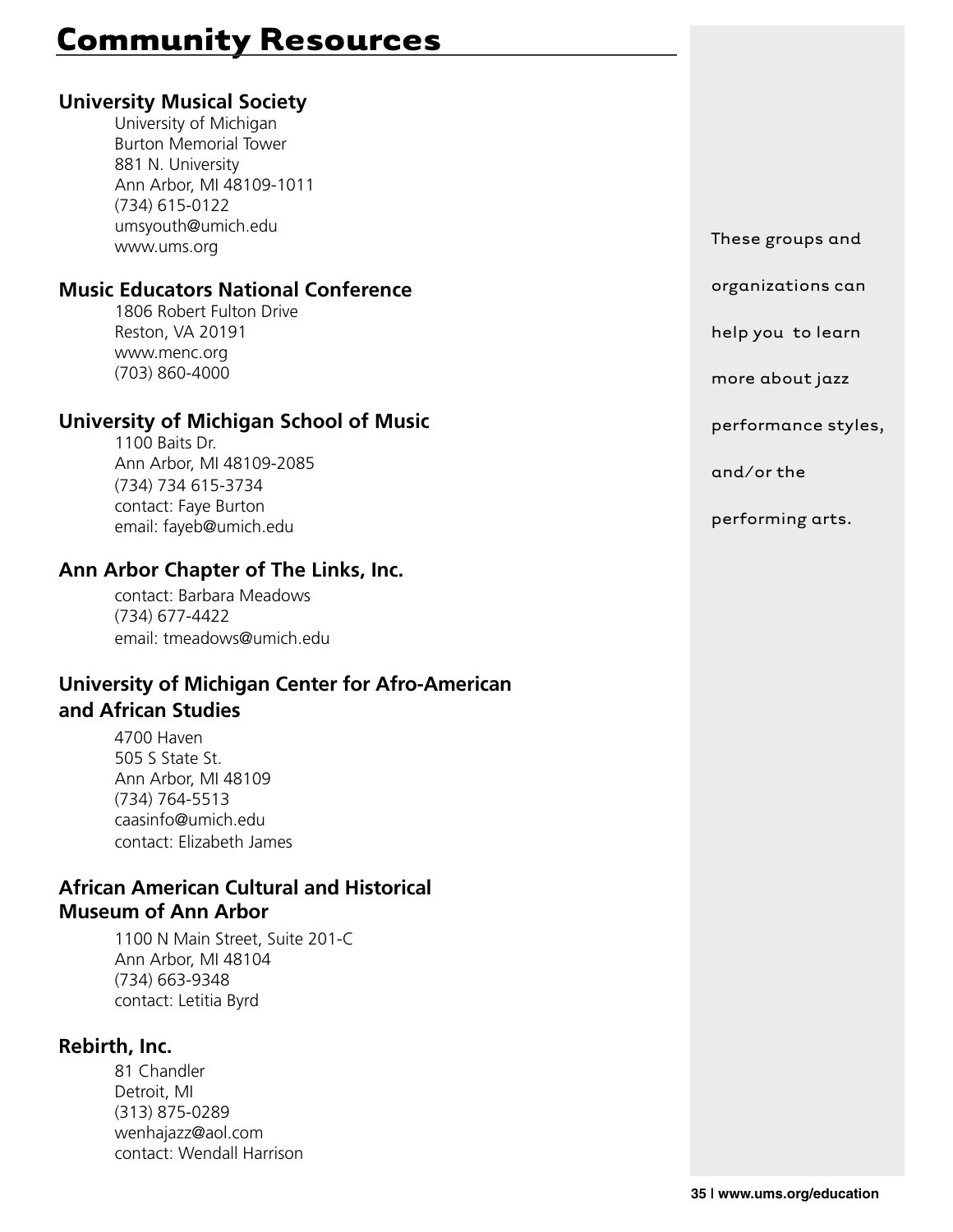# Community Resources

### University Musical Society

University of Michigan
Burton Memorial Tower
881 N. University
Ann Arbor, MI 48109-1011
(734) 615-0122
umsyouth@umich.edu
www.ums.org

### Music Educators National Conference

1806 Robert Fulton Drive
Reston, VA 20191
www.menc.org
(703) 860-4000

### University of Michigan School of Music

1100 Baits Dr.
Ann Arbor, MI 48109-2085
(734) 734 615-3734
contact: Faye Burton
email: fayeb@umich.edu

### Ann Arbor Chapter of The Links, Inc.

contact: Barbara Meadows
(734) 677-4422
email: tmeadows@umich.edu

### University of Michigan Center for Afro-American and African Studies

4700 Haven
505 S State St.
Ann Arbor, MI 48109
(734) 764-5513
caasinfo@umich.edu
contact: Elizabeth James

### African American Cultural and Historical Museum of Ann Arbor

1100 N Main Street, Suite 201-C
Ann Arbor, MI 48104
(734) 663-9348
contact: Letitia Byrd

### Rebirth, Inc.

81 Chandler
Detroit, MI
(313) 875-0289
wenhajazz@aol.com
contact: Wendall Harrison

These groups and organizations can help you to learn more about jazz performance styles, and/or the performing arts.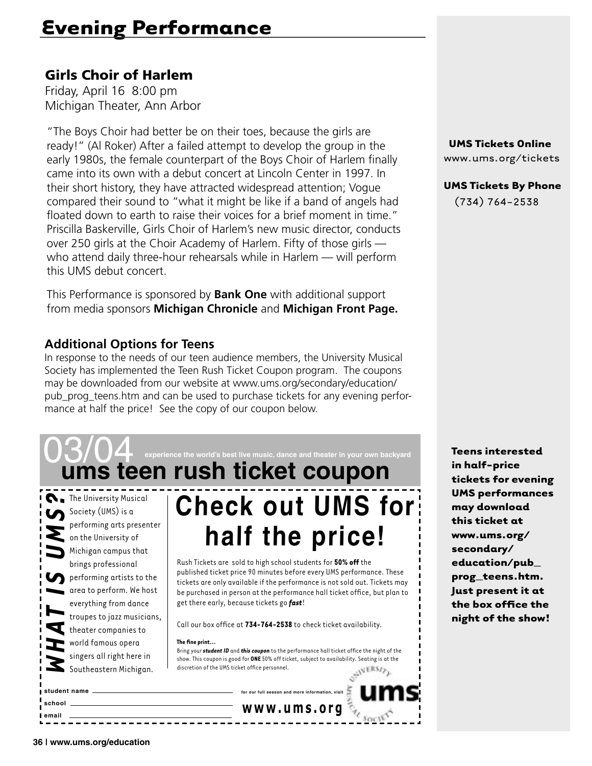# Evening Performance

## Girls Choir of Harlem

Friday, April 16 8:00 pm
Michigan Theater, Ann Arbor

"The Boys Choir had better be on their toes, because the girls are ready!" (Al Roker) After a failed attempt to develop the group in the early 1980s, the female counterpart of the Boys Choir of Harlem finally came into its own with a debut concert at Lincoln Center in 1997. In their short history, they have attracted widespread attention; Vogue compared their sound to "what it might be like if a band of angels had floated down to earth to raise their voices for a brief moment in time." Priscilla Baskerville, Girls Choir of Harlem's new music director, conducts over 250 girls at the Choir Academy of Harlem. Fifty of those girls — who attend daily three-hour rehearsals while in Harlem — will perform this UMS debut concert.

This Performance is sponsored by **Bank One** with additional support from media sponsors **Michigan Chronicle** and **Michigan Front Page.**

### Additional Options for Teens

In response to the needs of our teen audience members, the University Musical Society has implemented the Teen Rush Ticket Coupon program. The coupons may be downloaded from our website at www.ums.org/secondary/education/pub_prog_teens.htm and can be used to purchase tickets for any evening performance at half the price! See the copy of our coupon below.

03/04 experience the world's best live music, dance and theater in your own backyard

**ums teen rush ticket coupon**

***WHAT IS UMS?*** The University Musical Society (UMS) is a performing arts presenter on the University of Michigan campus that brings professional performing artists to the area to perform. We host everything from dance troupes to jazz musicians, theater companies to world famous opera singers all right here in Southeastern Michigan.

**Check out UMS for half the price!**

Rush Tickets are sold to high school students for **50% off** the published ticket price 90 minutes before every UMS performance. These tickets are only available if the performance is not sold out. Tickets may be purchased in person at the performance hall ticket office, but plan to get there early, because tickets go ***fast***!

Call our box office at **734-764-2538** to check ticket availability.

**The fine print...**
Bring your ***student ID*** and ***this coupon*** to the performance hall ticket office the night of the show. This coupon is good for **ONE** 50% off ticket, subject to availability. Seating is at the discretion of the UMS ticket office personnel.

student name ____________________
school ____________________
email ____________________

for our full season and more information, visit **www.ums.org**

ums University Musical Society

**UMS Tickets Online**
www.ums.org/tickets

**UMS Tickets By Phone**
(734) 764-2538

**Teens interested in half-price tickets for evening UMS performances may download this ticket at www.ums.org/secondary/education/pub_prog_teens.htm. Just present it at the box office the night of the show!**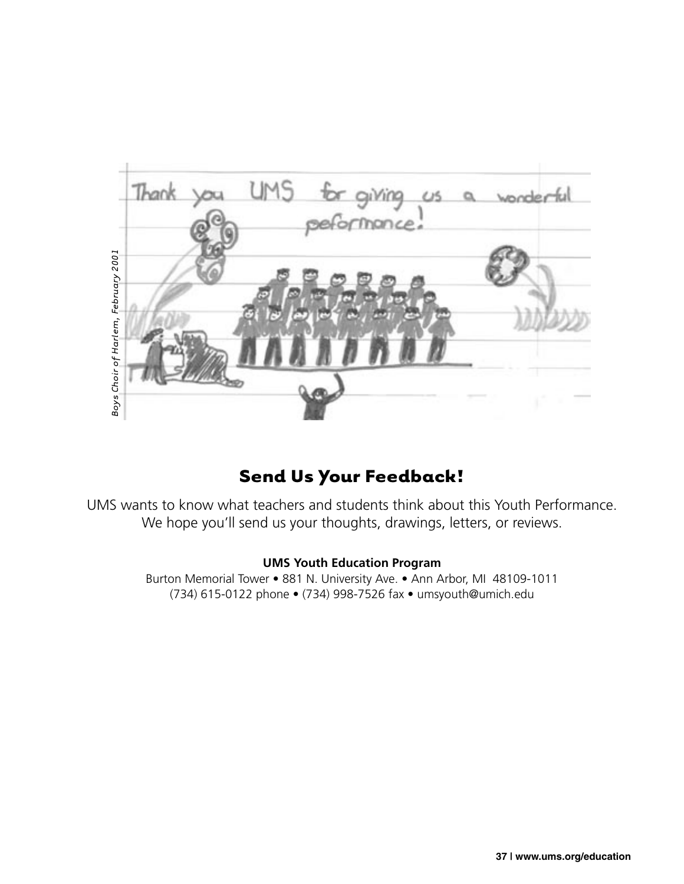*Boys Choir of Harlem, February 2001*

## Send Us Your Feedback!

UMS wants to know what teachers and students think about this Youth Performance. We hope you'll send us your thoughts, drawings, letters, or reviews.

**UMS Youth Education Program**
Burton Memorial Tower • 881 N. University Ave. • Ann Arbor, MI 48109-1011
(734) 615-0122 phone • (734) 998-7526 fax • umsyouth@umich.edu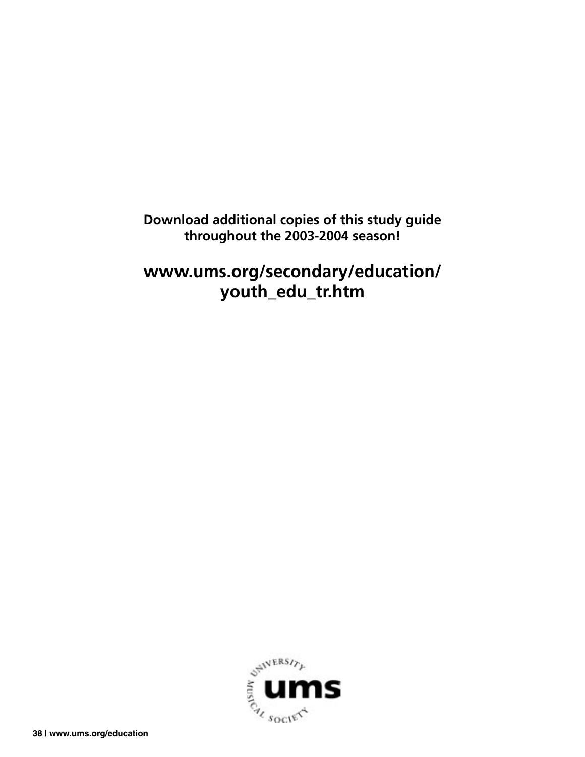**Download additional copies of this study guide throughout the 2003-2004 season!**

**www.ums.org/secondary/education/youth_edu_tr.htm**